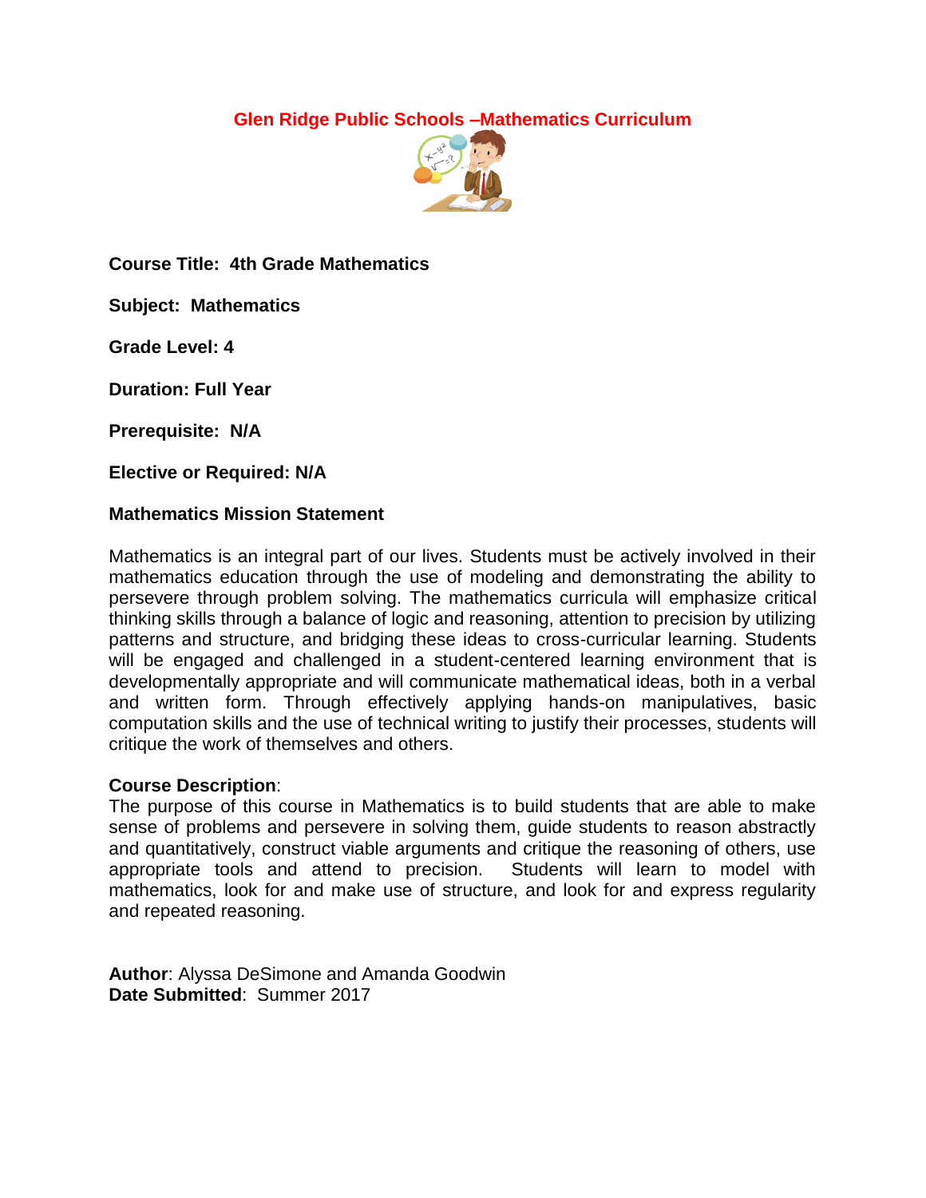# Glen Ridge Public Schools –Mathematics Curriculum

**Course Title: 4th Grade Mathematics**

**Subject: Mathematics**

**Grade Level: 4**

**Duration: Full Year**

**Prerequisite: N/A**

**Elective or Required: N/A**

**Mathematics Mission Statement**

Mathematics is an integral part of our lives. Students must be actively involved in their mathematics education through the use of modeling and demonstrating the ability to persevere through problem solving. The mathematics curricula will emphasize critical thinking skills through a balance of logic and reasoning, attention to precision by utilizing patterns and structure, and bridging these ideas to cross-curricular learning. Students will be engaged and challenged in a student-centered learning environment that is developmentally appropriate and will communicate mathematical ideas, both in a verbal and written form. Through effectively applying hands-on manipulatives, basic computation skills and the use of technical writing to justify their processes, students will critique the work of themselves and others.

**Course Description**:
The purpose of this course in Mathematics is to build students that are able to make sense of problems and persevere in solving them, guide students to reason abstractly and quantitatively, construct viable arguments and critique the reasoning of others, use appropriate tools and attend to precision. Students will learn to model with mathematics, look for and make use of structure, and look for and express regularity and repeated reasoning.

**Author**: Alyssa DeSimone and Amanda Goodwin
**Date Submitted**: Summer 2017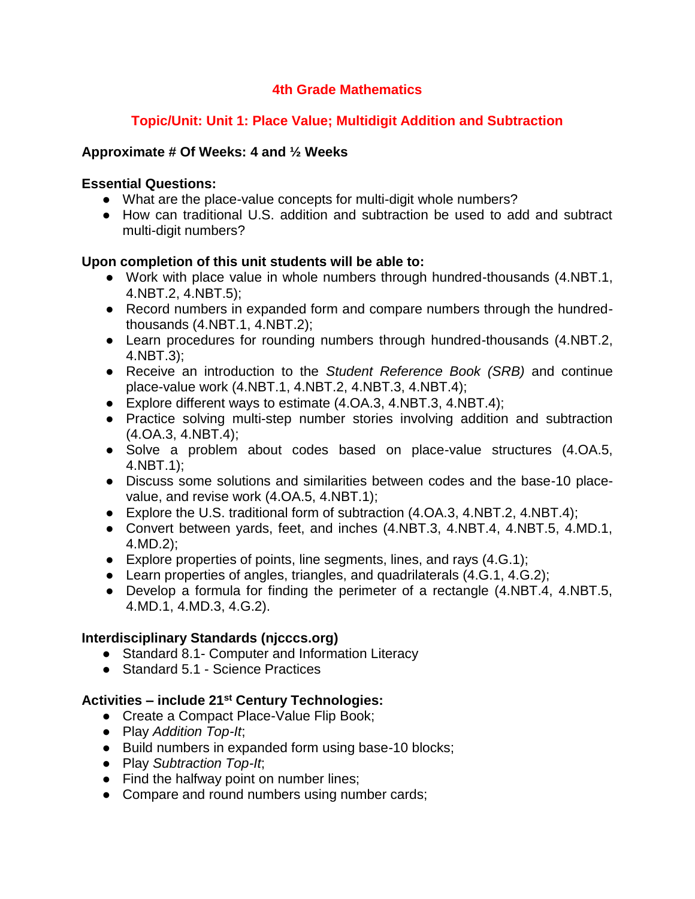# 4th Grade Mathematics

## Topic/Unit: Unit 1: Place Value; Multidigit Addition and Subtraction

**Approximate # Of Weeks: 4 and ½ Weeks**

**Essential Questions:**

- What are the place-value concepts for multi-digit whole numbers?
- How can traditional U.S. addition and subtraction be used to add and subtract multi-digit numbers?

**Upon completion of this unit students will be able to:**

- Work with place value in whole numbers through hundred-thousands (4.NBT.1, 4.NBT.2, 4.NBT.5);
- Record numbers in expanded form and compare numbers through the hundred-thousands (4.NBT.1, 4.NBT.2);
- Learn procedures for rounding numbers through hundred-thousands (4.NBT.2, 4.NBT.3);
- Receive an introduction to the *Student Reference Book (SRB)* and continue place-value work (4.NBT.1, 4.NBT.2, 4.NBT.3, 4.NBT.4);
- Explore different ways to estimate (4.OA.3, 4.NBT.3, 4.NBT.4);
- Practice solving multi-step number stories involving addition and subtraction (4.OA.3, 4.NBT.4);
- Solve a problem about codes based on place-value structures (4.OA.5, 4.NBT.1);
- Discuss some solutions and similarities between codes and the base-10 place-value, and revise work (4.OA.5, 4.NBT.1);
- Explore the U.S. traditional form of subtraction (4.OA.3, 4.NBT.2, 4.NBT.4);
- Convert between yards, feet, and inches (4.NBT.3, 4.NBT.4, 4.NBT.5, 4.MD.1, 4.MD.2);
- Explore properties of points, line segments, lines, and rays (4.G.1);
- Learn properties of angles, triangles, and quadrilaterals (4.G.1, 4.G.2);
- Develop a formula for finding the perimeter of a rectangle (4.NBT.4, 4.NBT.5, 4.MD.1, 4.MD.3, 4.G.2).

**Interdisciplinary Standards (njcccs.org)**

- Standard 8.1- Computer and Information Literacy
- Standard 5.1 - Science Practices

**Activities – include 21st Century Technologies:**

- Create a Compact Place-Value Flip Book;
- Play *Addition Top-It*;
- Build numbers in expanded form using base-10 blocks;
- Play *Subtraction Top-It*;
- Find the halfway point on number lines;
- Compare and round numbers using number cards;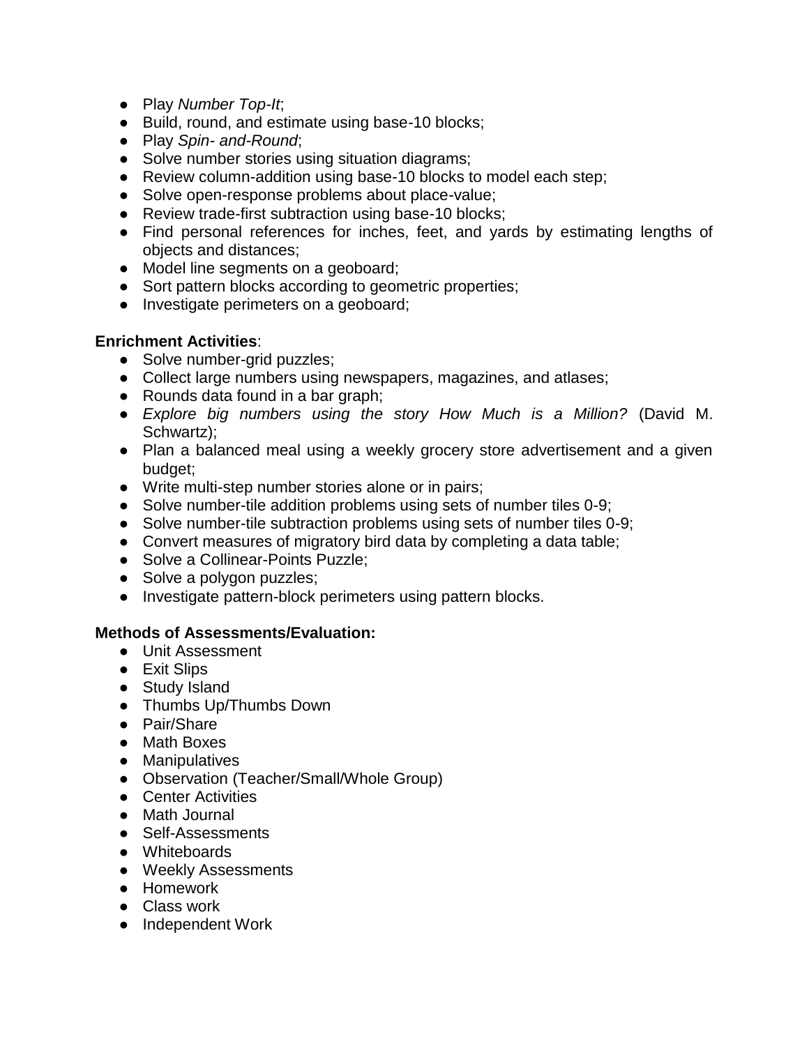- Play *Number Top-It*;
- Build, round, and estimate using base-10 blocks;
- Play *Spin- and-Round*;
- Solve number stories using situation diagrams;
- Review column-addition using base-10 blocks to model each step;
- Solve open-response problems about place-value;
- Review trade-first subtraction using base-10 blocks;
- Find personal references for inches, feet, and yards by estimating lengths of objects and distances;
- Model line segments on a geoboard;
- Sort pattern blocks according to geometric properties;
- Investigate perimeters on a geoboard;

**Enrichment Activities**:

- Solve number-grid puzzles;
- Collect large numbers using newspapers, magazines, and atlases;
- Rounds data found in a bar graph;
- *Explore big numbers using the story How Much is a Million?* (David M. Schwartz);
- Plan a balanced meal using a weekly grocery store advertisement and a given budget;
- Write multi-step number stories alone or in pairs;
- Solve number-tile addition problems using sets of number tiles 0-9;
- Solve number-tile subtraction problems using sets of number tiles 0-9;
- Convert measures of migratory bird data by completing a data table;
- Solve a Collinear-Points Puzzle;
- Solve a polygon puzzles;
- Investigate pattern-block perimeters using pattern blocks.

**Methods of Assessments/Evaluation:**

- Unit Assessment
- Exit Slips
- Study Island
- Thumbs Up/Thumbs Down
- Pair/Share
- Math Boxes
- Manipulatives
- Observation (Teacher/Small/Whole Group)
- Center Activities
- Math Journal
- Self-Assessments
- Whiteboards
- Weekly Assessments
- Homework
- Class work
- Independent Work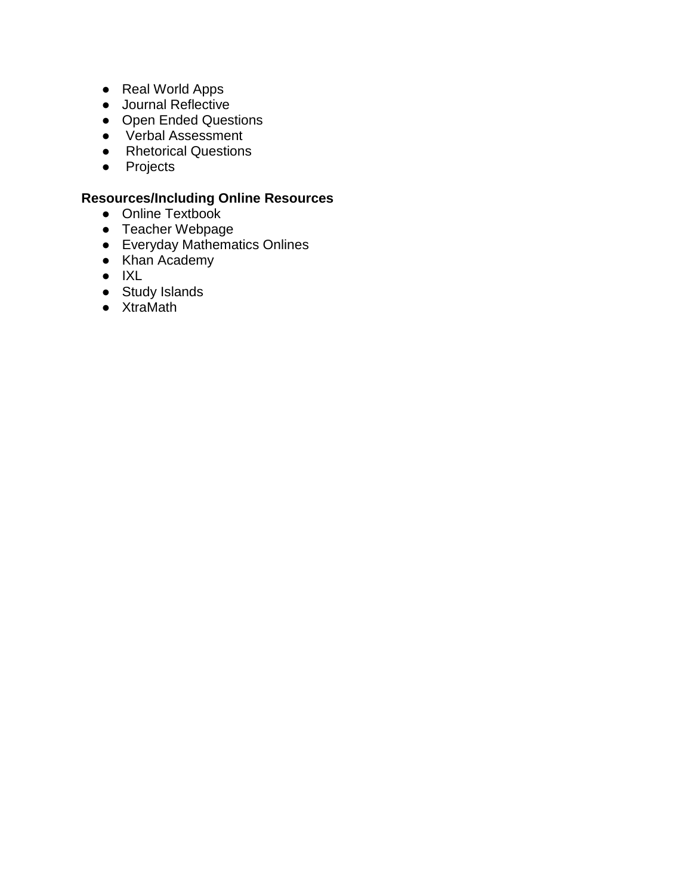- Real World Apps
- Journal Reflective
- Open Ended Questions
- Verbal Assessment
- Rhetorical Questions
- Projects

**Resources/Including Online Resources**

- Online Textbook
- Teacher Webpage
- Everyday Mathematics Onlines
- Khan Academy
- IXL
- Study Islands
- XtraMath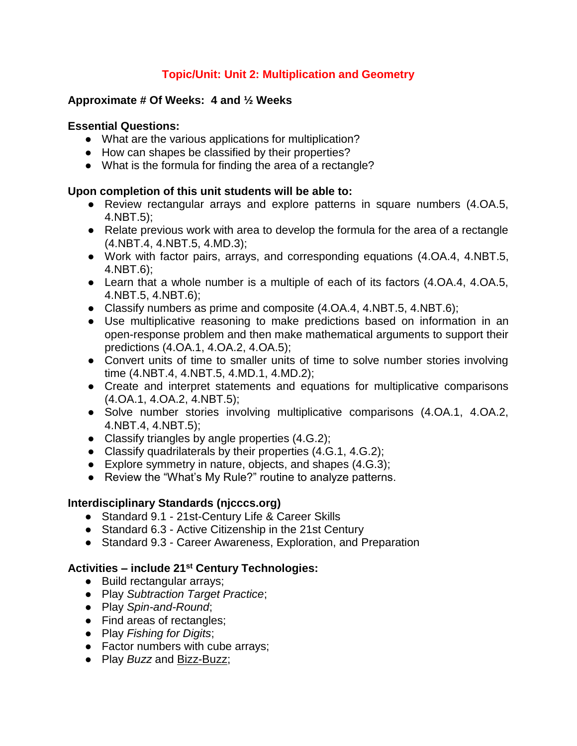# Topic/Unit: Unit 2: Multiplication and Geometry

**Approximate # Of Weeks: 4 and ½ Weeks**

**Essential Questions:**

- What are the various applications for multiplication?
- How can shapes be classified by their properties?
- What is the formula for finding the area of a rectangle?

**Upon completion of this unit students will be able to:**

- Review rectangular arrays and explore patterns in square numbers (4.OA.5, 4.NBT.5);
- Relate previous work with area to develop the formula for the area of a rectangle (4.NBT.4, 4.NBT.5, 4.MD.3);
- Work with factor pairs, arrays, and corresponding equations (4.OA.4, 4.NBT.5, 4.NBT.6);
- Learn that a whole number is a multiple of each of its factors (4.OA.4, 4.OA.5, 4.NBT.5, 4.NBT.6);
- Classify numbers as prime and composite (4.OA.4, 4.NBT.5, 4.NBT.6);
- Use multiplicative reasoning to make predictions based on information in an open-response problem and then make mathematical arguments to support their predictions (4.OA.1, 4.OA.2, 4.OA.5);
- Convert units of time to smaller units of time to solve number stories involving time (4.NBT.4, 4.NBT.5, 4.MD.1, 4.MD.2);
- Create and interpret statements and equations for multiplicative comparisons (4.OA.1, 4.OA.2, 4.NBT.5);
- Solve number stories involving multiplicative comparisons (4.OA.1, 4.OA.2, 4.NBT.4, 4.NBT.5);
- Classify triangles by angle properties (4.G.2);
- Classify quadrilaterals by their properties (4.G.1, 4.G.2);
- Explore symmetry in nature, objects, and shapes (4.G.3);
- Review the "What's My Rule?" routine to analyze patterns.

**Interdisciplinary Standards (njcccs.org)**

- Standard 9.1 - 21st-Century Life & Career Skills
- Standard 6.3 - Active Citizenship in the 21st Century
- Standard 9.3 - Career Awareness, Exploration, and Preparation

**Activities – include 21st Century Technologies:**

- Build rectangular arrays;
- Play *Subtraction Target Practice*;
- Play *Spin-and-Round*;
- Find areas of rectangles;
- Play *Fishing for Digits*;
- Factor numbers with cube arrays;
- Play *Buzz* and Bizz-Buzz;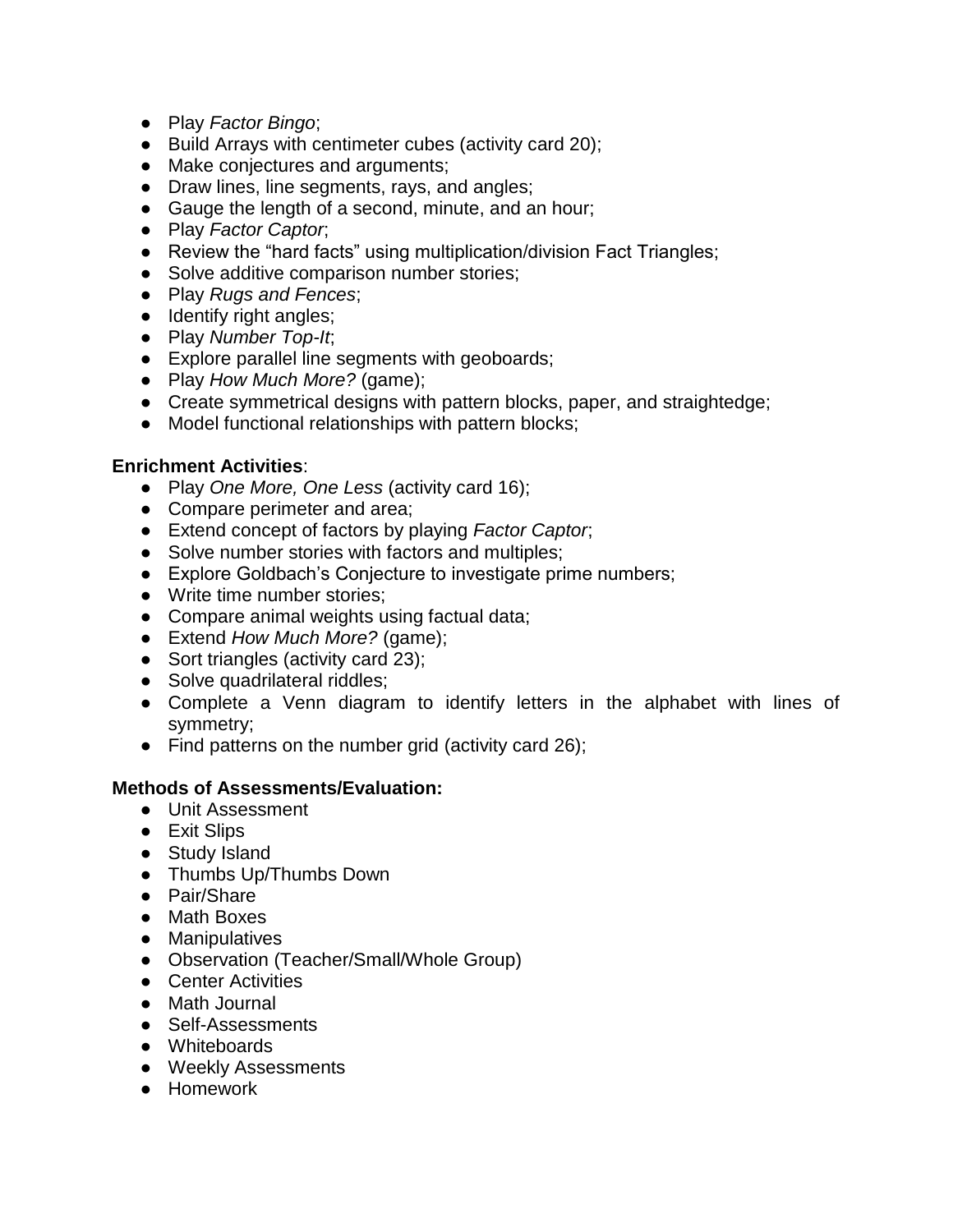- Play *Factor Bingo*;
- Build Arrays with centimeter cubes (activity card 20);
- Make conjectures and arguments;
- Draw lines, line segments, rays, and angles;
- Gauge the length of a second, minute, and an hour;
- Play *Factor Captor*;
- Review the "hard facts" using multiplication/division Fact Triangles;
- Solve additive comparison number stories;
- Play *Rugs and Fences*;
- Identify right angles;
- Play *Number Top-It*;
- Explore parallel line segments with geoboards;
- Play *How Much More?* (game);
- Create symmetrical designs with pattern blocks, paper, and straightedge;
- Model functional relationships with pattern blocks;

**Enrichment Activities**:

- Play *One More, One Less* (activity card 16);
- Compare perimeter and area;
- Extend concept of factors by playing *Factor Captor*;
- Solve number stories with factors and multiples;
- Explore Goldbach's Conjecture to investigate prime numbers;
- Write time number stories;
- Compare animal weights using factual data;
- Extend *How Much More?* (game);
- Sort triangles (activity card 23);
- Solve quadrilateral riddles;
- Complete a Venn diagram to identify letters in the alphabet with lines of symmetry;
- Find patterns on the number grid (activity card 26);

**Methods of Assessments/Evaluation:**

- Unit Assessment
- Exit Slips
- Study Island
- Thumbs Up/Thumbs Down
- Pair/Share
- Math Boxes
- Manipulatives
- Observation (Teacher/Small/Whole Group)
- Center Activities
- Math Journal
- Self-Assessments
- Whiteboards
- Weekly Assessments
- Homework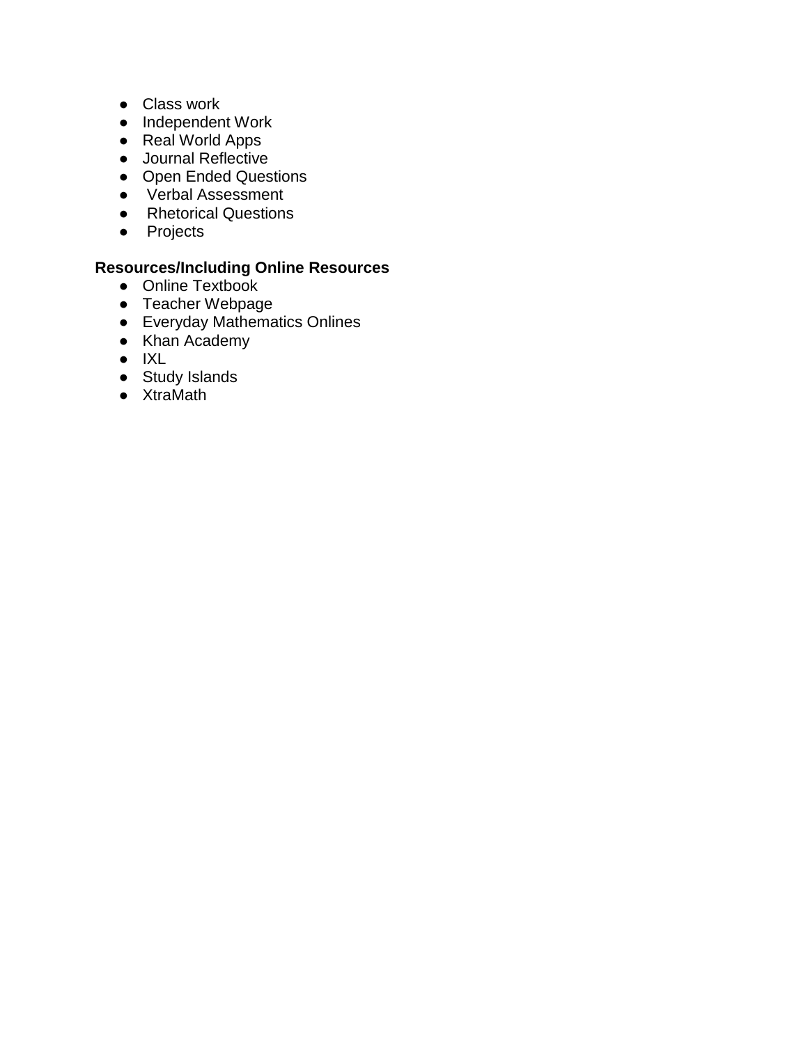- Class work
- Independent Work
- Real World Apps
- Journal Reflective
- Open Ended Questions
- Verbal Assessment
- Rhetorical Questions
- Projects

**Resources/Including Online Resources**

- Online Textbook
- Teacher Webpage
- Everyday Mathematics Onlines
- Khan Academy
- IXL
- Study Islands
- XtraMath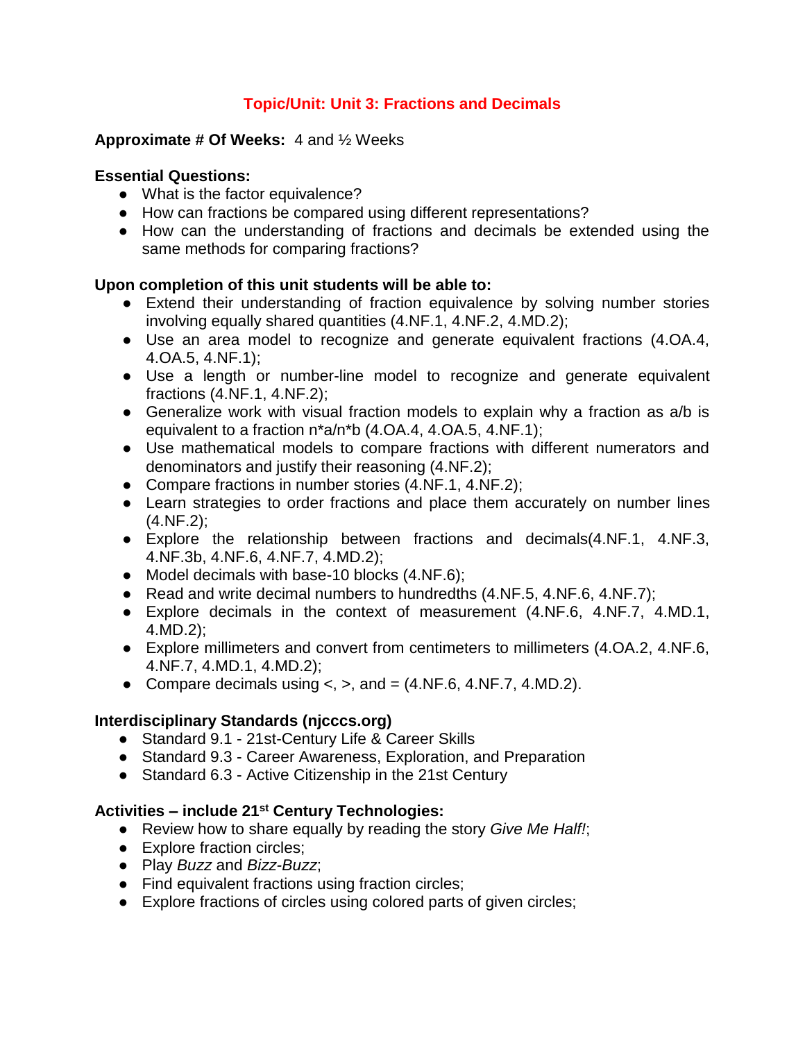# Topic/Unit: Unit 3: Fractions and Decimals

**Approximate # Of Weeks:** 4 and ½ Weeks

**Essential Questions:**

- What is the factor equivalence?
- How can fractions be compared using different representations?
- How can the understanding of fractions and decimals be extended using the same methods for comparing fractions?

**Upon completion of this unit students will be able to:**

- Extend their understanding of fraction equivalence by solving number stories involving equally shared quantities (4.NF.1, 4.NF.2, 4.MD.2);
- Use an area model to recognize and generate equivalent fractions (4.OA.4, 4.OA.5, 4.NF.1);
- Use a length or number-line model to recognize and generate equivalent fractions (4.NF.1, 4.NF.2);
- Generalize work with visual fraction models to explain why a fraction as a/b is equivalent to a fraction n*a/n*b (4.OA.4, 4.OA.5, 4.NF.1);
- Use mathematical models to compare fractions with different numerators and denominators and justify their reasoning (4.NF.2);
- Compare fractions in number stories (4.NF.1, 4.NF.2);
- Learn strategies to order fractions and place them accurately on number lines (4.NF.2);
- Explore the relationship between fractions and decimals(4.NF.1, 4.NF.3, 4.NF.3b, 4.NF.6, 4.NF.7, 4.MD.2);
- Model decimals with base-10 blocks (4.NF.6);
- Read and write decimal numbers to hundredths (4.NF.5, 4.NF.6, 4.NF.7);
- Explore decimals in the context of measurement (4.NF.6, 4.NF.7, 4.MD.1, 4.MD.2);
- Explore millimeters and convert from centimeters to millimeters (4.OA.2, 4.NF.6, 4.NF.7, 4.MD.1, 4.MD.2);
- Compare decimals using <, >, and = (4.NF.6, 4.NF.7, 4.MD.2).

**Interdisciplinary Standards (njcccs.org)**

- Standard 9.1 - 21st-Century Life & Career Skills
- Standard 9.3 - Career Awareness, Exploration, and Preparation
- Standard 6.3 - Active Citizenship in the 21st Century

**Activities – include 21st Century Technologies:**

- Review how to share equally by reading the story *Give Me Half!*;
- Explore fraction circles;
- Play *Buzz* and *Bizz-Buzz*;
- Find equivalent fractions using fraction circles;
- Explore fractions of circles using colored parts of given circles;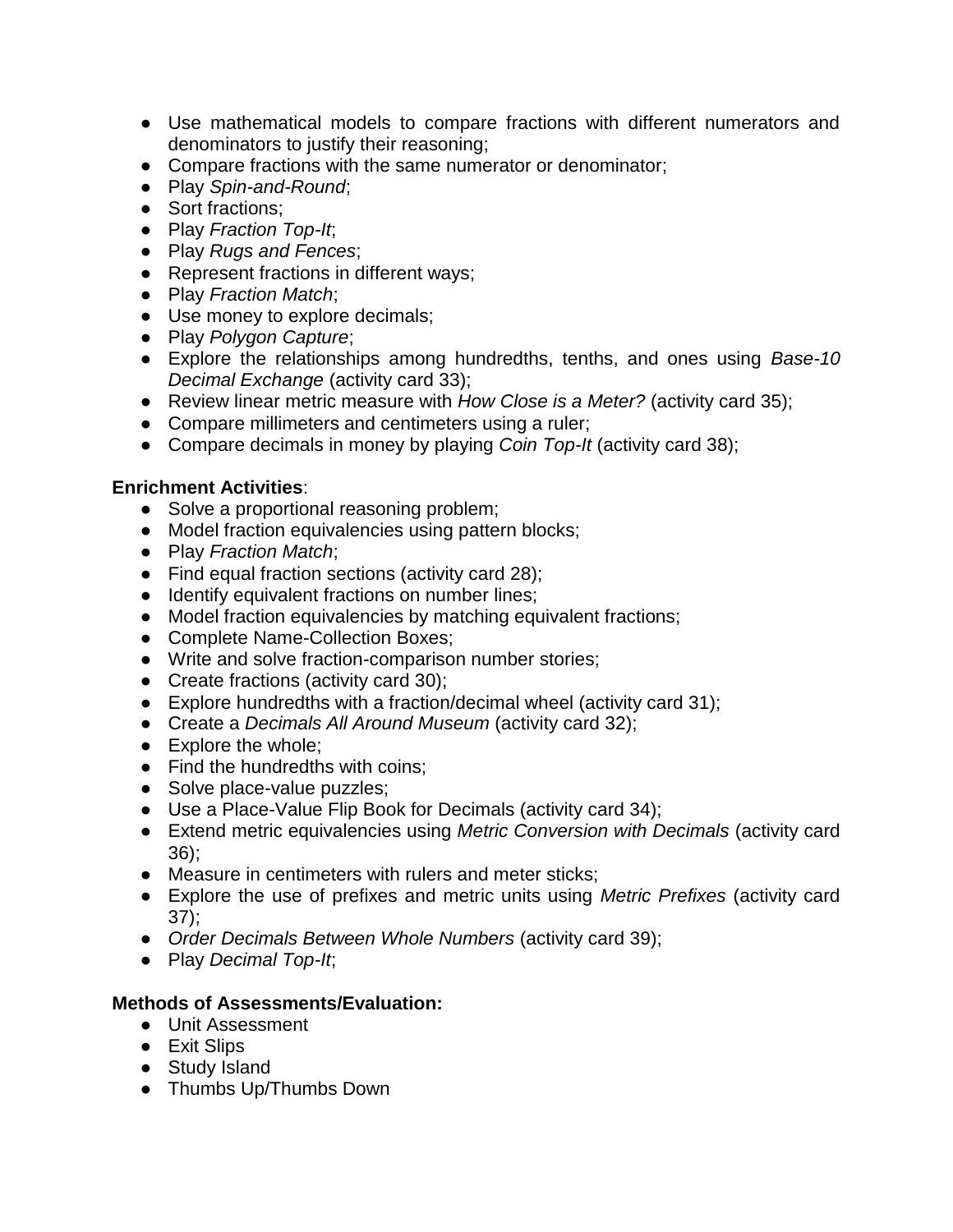- Use mathematical models to compare fractions with different numerators and denominators to justify their reasoning;
- Compare fractions with the same numerator or denominator;
- Play *Spin-and-Round*;
- Sort fractions;
- Play *Fraction Top-It*;
- Play *Rugs and Fences*;
- Represent fractions in different ways;
- Play *Fraction Match*;
- Use money to explore decimals;
- Play *Polygon Capture*;
- Explore the relationships among hundredths, tenths, and ones using *Base-10 Decimal Exchange* (activity card 33);
- Review linear metric measure with *How Close is a Meter?* (activity card 35);
- Compare millimeters and centimeters using a ruler;
- Compare decimals in money by playing *Coin Top-It* (activity card 38);

**Enrichment Activities**:

- Solve a proportional reasoning problem;
- Model fraction equivalencies using pattern blocks;
- Play *Fraction Match*;
- Find equal fraction sections (activity card 28);
- Identify equivalent fractions on number lines;
- Model fraction equivalencies by matching equivalent fractions;
- Complete Name-Collection Boxes;
- Write and solve fraction-comparison number stories;
- Create fractions (activity card 30);
- Explore hundredths with a fraction/decimal wheel (activity card 31);
- Create a *Decimals All Around Museum* (activity card 32);
- Explore the whole;
- Find the hundredths with coins;
- Solve place-value puzzles;
- Use a Place-Value Flip Book for Decimals (activity card 34);
- Extend metric equivalencies using *Metric Conversion with Decimals* (activity card 36);
- Measure in centimeters with rulers and meter sticks;
- Explore the use of prefixes and metric units using *Metric Prefixes* (activity card 37);
- *Order Decimals Between Whole Numbers* (activity card 39);
- Play *Decimal Top-It*;

**Methods of Assessments/Evaluation:**

- Unit Assessment
- Exit Slips
- Study Island
- Thumbs Up/Thumbs Down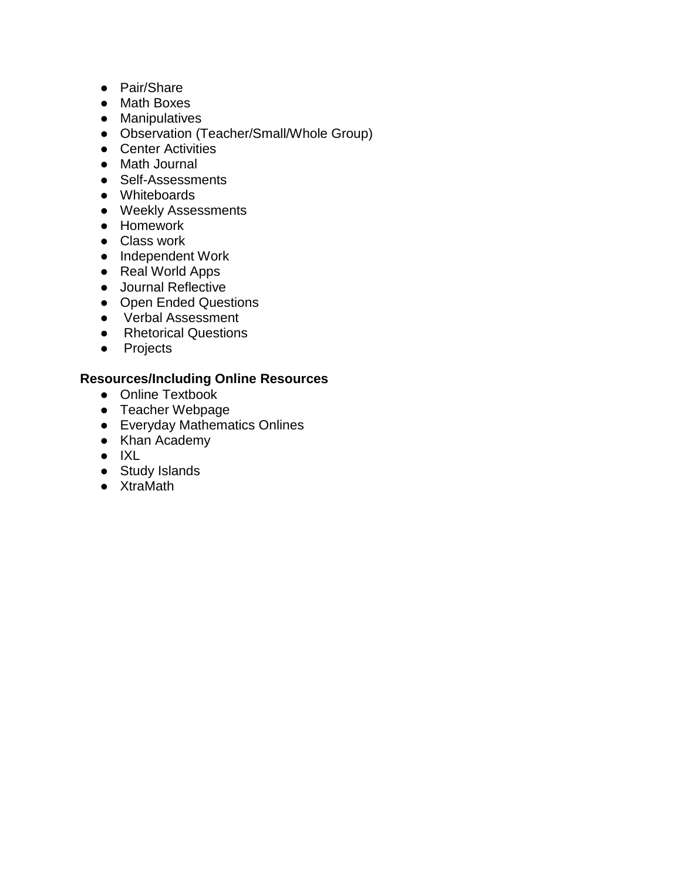- Pair/Share
- Math Boxes
- Manipulatives
- Observation (Teacher/Small/Whole Group)
- Center Activities
- Math Journal
- Self-Assessments
- Whiteboards
- Weekly Assessments
- Homework
- Class work
- Independent Work
- Real World Apps
- Journal Reflective
- Open Ended Questions
- Verbal Assessment
- Rhetorical Questions
- Projects

**Resources/Including Online Resources**

- Online Textbook
- Teacher Webpage
- Everyday Mathematics Onlines
- Khan Academy
- IXL
- Study Islands
- XtraMath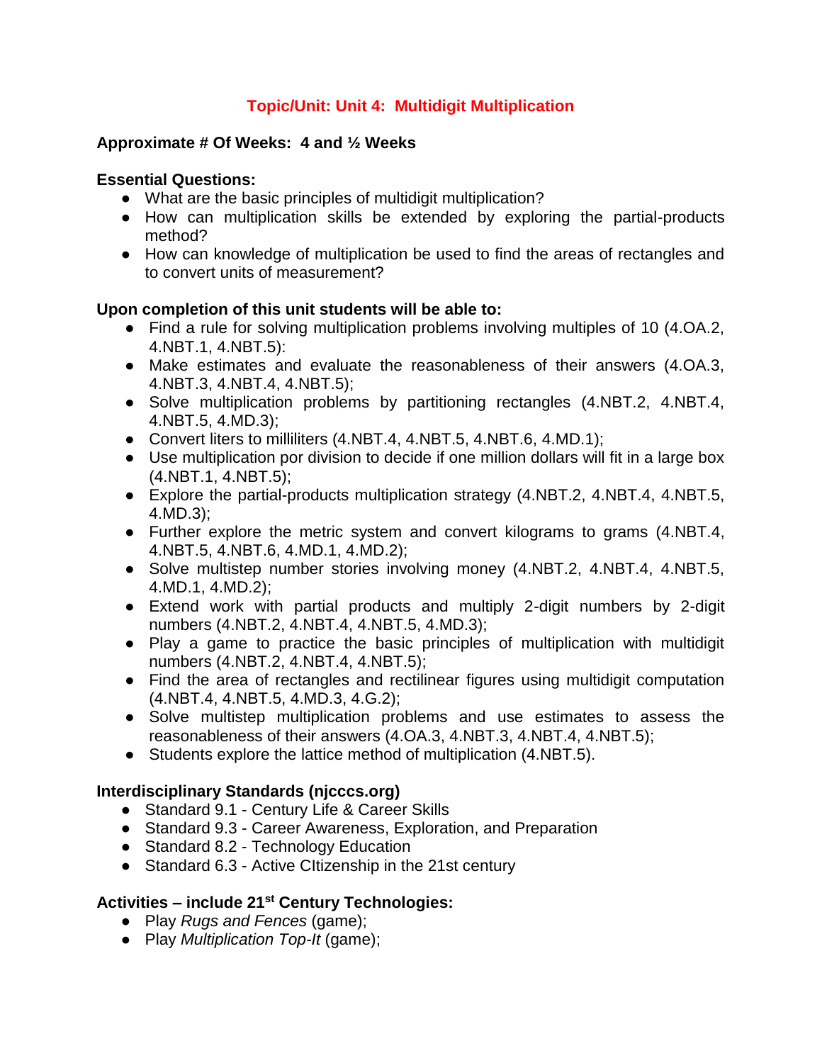## Topic/Unit: Unit 4: Multidigit Multiplication

**Approximate # Of Weeks: 4 and ½ Weeks**

**Essential Questions:**

- What are the basic principles of multidigit multiplication?
- How can multiplication skills be extended by exploring the partial-products method?
- How can knowledge of multiplication be used to find the areas of rectangles and to convert units of measurement?

**Upon completion of this unit students will be able to:**

- Find a rule for solving multiplication problems involving multiples of 10 (4.OA.2, 4.NBT.1, 4.NBT.5):
- Make estimates and evaluate the reasonableness of their answers (4.OA.3, 4.NBT.3, 4.NBT.4, 4.NBT.5);
- Solve multiplication problems by partitioning rectangles (4.NBT.2, 4.NBT.4, 4.NBT.5, 4.MD.3);
- Convert liters to milliliters (4.NBT.4, 4.NBT.5, 4.NBT.6, 4.MD.1);
- Use multiplication por division to decide if one million dollars will fit in a large box (4.NBT.1, 4.NBT.5);
- Explore the partial-products multiplication strategy (4.NBT.2, 4.NBT.4, 4.NBT.5, 4.MD.3);
- Further explore the metric system and convert kilograms to grams (4.NBT.4, 4.NBT.5, 4.NBT.6, 4.MD.1, 4.MD.2);
- Solve multistep number stories involving money (4.NBT.2, 4.NBT.4, 4.NBT.5, 4.MD.1, 4.MD.2);
- Extend work with partial products and multiply 2-digit numbers by 2-digit numbers (4.NBT.2, 4.NBT.4, 4.NBT.5, 4.MD.3);
- Play a game to practice the basic principles of multiplication with multidigit numbers (4.NBT.2, 4.NBT.4, 4.NBT.5);
- Find the area of rectangles and rectilinear figures using multidigit computation (4.NBT.4, 4.NBT.5, 4.MD.3, 4.G.2);
- Solve multistep multiplication problems and use estimates to assess the reasonableness of their answers (4.OA.3, 4.NBT.3, 4.NBT.4, 4.NBT.5);
- Students explore the lattice method of multiplication (4.NBT.5).

**Interdisciplinary Standards (njcccs.org)**

- Standard 9.1 - Century Life & Career Skills
- Standard 9.3 - Career Awareness, Exploration, and Preparation
- Standard 8.2 - Technology Education
- Standard 6.3 - Active CItizenship in the 21st century

**Activities – include 21st Century Technologies:**

- Play *Rugs and Fences* (game);
- Play *Multiplication Top-It* (game);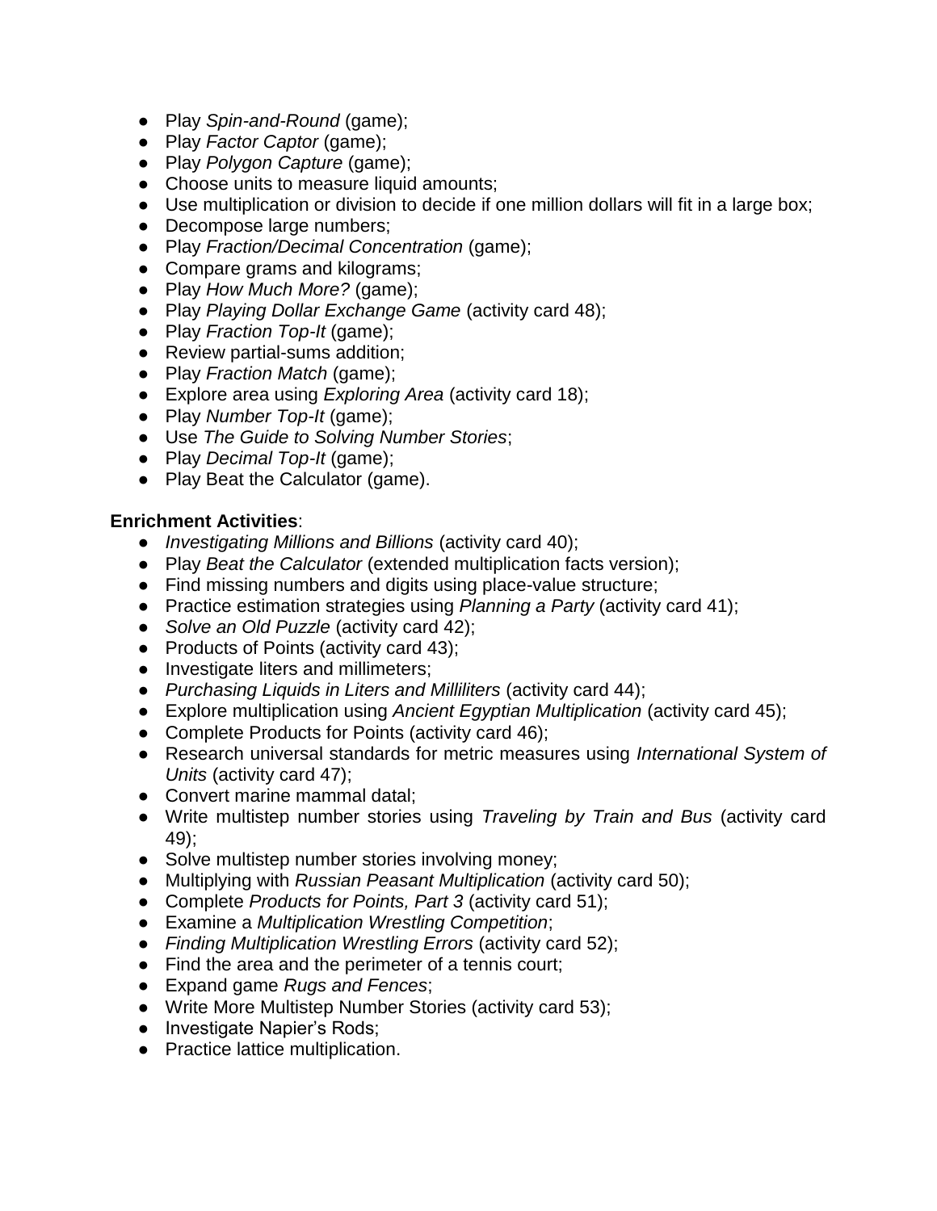- Play *Spin-and-Round* (game);
- Play *Factor Captor* (game);
- Play *Polygon Capture* (game);
- Choose units to measure liquid amounts;
- Use multiplication or division to decide if one million dollars will fit in a large box;
- Decompose large numbers;
- Play *Fraction/Decimal Concentration* (game);
- Compare grams and kilograms;
- Play *How Much More?* (game);
- Play *Playing Dollar Exchange Game* (activity card 48);
- Play *Fraction Top-It* (game);
- Review partial-sums addition;
- Play *Fraction Match* (game);
- Explore area using *Exploring Area* (activity card 18);
- Play *Number Top-It* (game);
- Use *The Guide to Solving Number Stories*;
- Play *Decimal Top-It* (game);
- Play Beat the Calculator (game).

**Enrichment Activities**:

- *Investigating Millions and Billions* (activity card 40);
- Play *Beat the Calculator* (extended multiplication facts version);
- Find missing numbers and digits using place-value structure;
- Practice estimation strategies using *Planning a Party* (activity card 41);
- *Solve an Old Puzzle* (activity card 42);
- Products of Points (activity card 43);
- Investigate liters and millimeters;
- *Purchasing Liquids in Liters and Milliliters* (activity card 44);
- Explore multiplication using *Ancient Egyptian Multiplication* (activity card 45);
- Complete Products for Points (activity card 46);
- Research universal standards for metric measures using *International System of Units* (activity card 47);
- Convert marine mammal datal;
- Write multistep number stories using *Traveling by Train and Bus* (activity card 49);
- Solve multistep number stories involving money;
- Multiplying with *Russian Peasant Multiplication* (activity card 50);
- Complete *Products for Points, Part 3* (activity card 51);
- Examine a *Multiplication Wrestling Competition*;
- *Finding Multiplication Wrestling Errors* (activity card 52);
- Find the area and the perimeter of a tennis court;
- Expand game *Rugs and Fences*;
- Write More Multistep Number Stories (activity card 53);
- Investigate Napier's Rods;
- Practice lattice multiplication.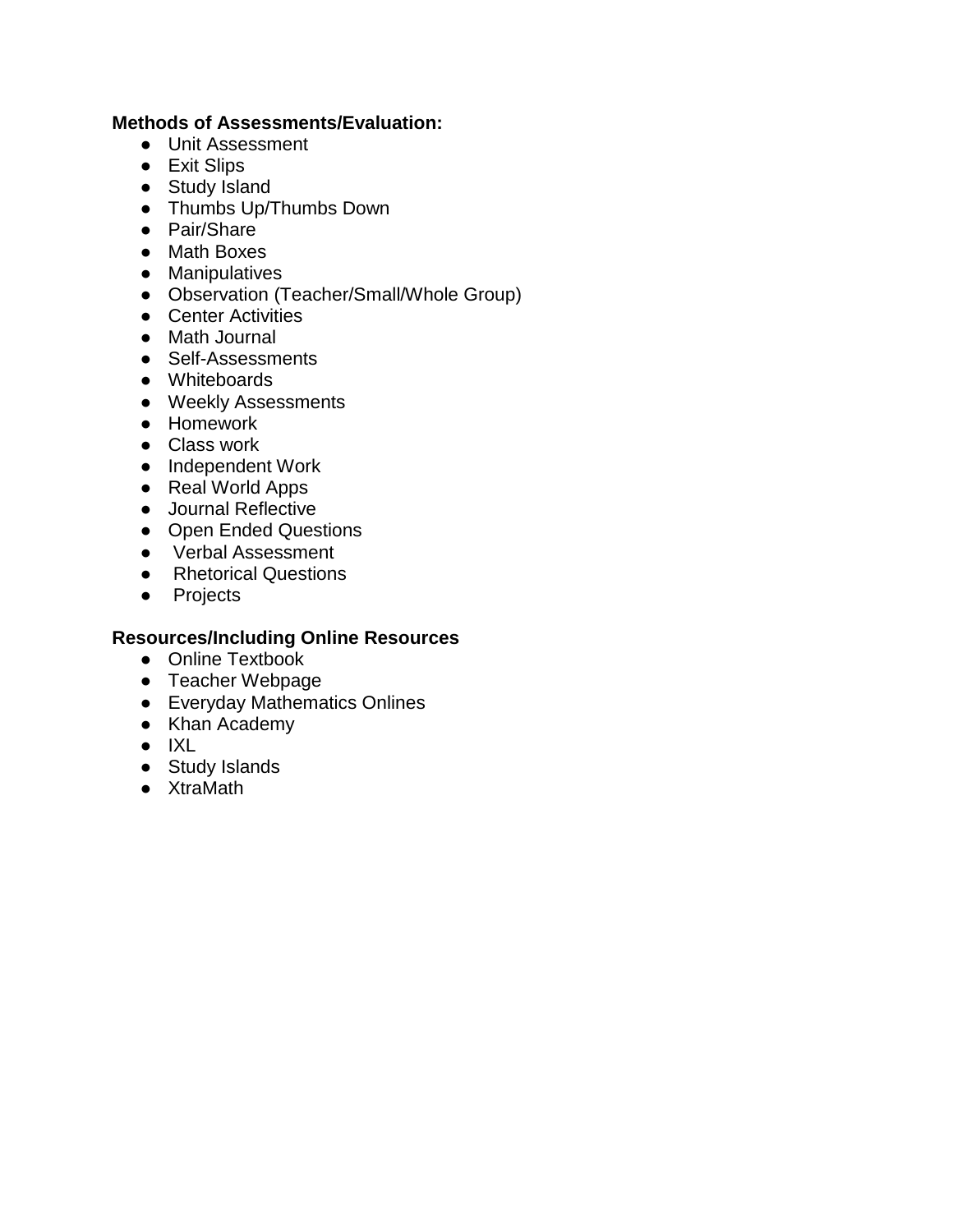**Methods of Assessments/Evaluation:**

- Unit Assessment
- Exit Slips
- Study Island
- Thumbs Up/Thumbs Down
- Pair/Share
- Math Boxes
- Manipulatives
- Observation (Teacher/Small/Whole Group)
- Center Activities
- Math Journal
- Self-Assessments
- Whiteboards
- Weekly Assessments
- Homework
- Class work
- Independent Work
- Real World Apps
- Journal Reflective
- Open Ended Questions
- Verbal Assessment
- Rhetorical Questions
- Projects

**Resources/Including Online Resources**

- Online Textbook
- Teacher Webpage
- Everyday Mathematics Onlines
- Khan Academy
- IXL
- Study Islands
- XtraMath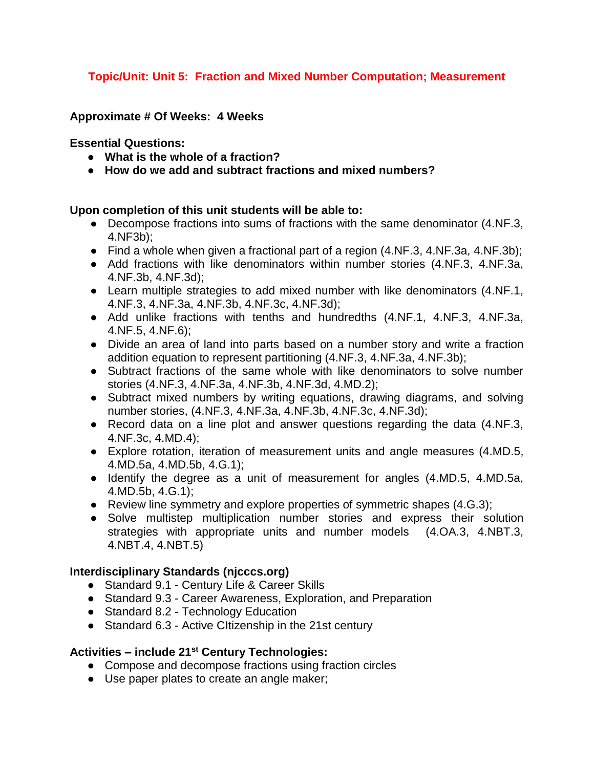## Topic/Unit: Unit 5: Fraction and Mixed Number Computation; Measurement

**Approximate # Of Weeks: 4 Weeks**

**Essential Questions:**

- **What is the whole of a fraction?**
- **How do we add and subtract fractions and mixed numbers?**

**Upon completion of this unit students will be able to:**

- Decompose fractions into sums of fractions with the same denominator (4.NF.3, 4.NF3b);
- Find a whole when given a fractional part of a region (4.NF.3, 4.NF.3a, 4.NF.3b);
- Add fractions with like denominators within number stories (4.NF.3, 4.NF.3a, 4.NF.3b, 4.NF.3d);
- Learn multiple strategies to add mixed number with like denominators (4.NF.1, 4.NF.3, 4.NF.3a, 4.NF.3b, 4.NF.3c, 4.NF.3d);
- Add unlike fractions with tenths and hundredths (4.NF.1, 4.NF.3, 4.NF.3a, 4.NF.5, 4.NF.6);
- Divide an area of land into parts based on a number story and write a fraction addition equation to represent partitioning (4.NF.3, 4.NF.3a, 4.NF.3b);
- Subtract fractions of the same whole with like denominators to solve number stories (4.NF.3, 4.NF.3a, 4.NF.3b, 4.NF.3d, 4.MD.2);
- Subtract mixed numbers by writing equations, drawing diagrams, and solving number stories, (4.NF.3, 4.NF.3a, 4.NF.3b, 4.NF.3c, 4.NF.3d);
- Record data on a line plot and answer questions regarding the data (4.NF.3, 4.NF.3c, 4.MD.4);
- Explore rotation, iteration of measurement units and angle measures (4.MD.5, 4.MD.5a, 4.MD.5b, 4.G.1);
- Identify the degree as a unit of measurement for angles (4.MD.5, 4.MD.5a, 4.MD.5b, 4.G.1);
- Review line symmetry and explore properties of symmetric shapes (4.G.3);
- Solve multistep multiplication number stories and express their solution strategies with appropriate units and number models (4.OA.3, 4.NBT.3, 4.NBT.4, 4.NBT.5)

**Interdisciplinary Standards (njcccs.org)**

- Standard 9.1 - Century Life & Career Skills
- Standard 9.3 - Career Awareness, Exploration, and Preparation
- Standard 8.2 - Technology Education
- Standard 6.3 - Active CItizenship in the 21st century

**Activities – include 21st Century Technologies:**

- Compose and decompose fractions using fraction circles
- Use paper plates to create an angle maker;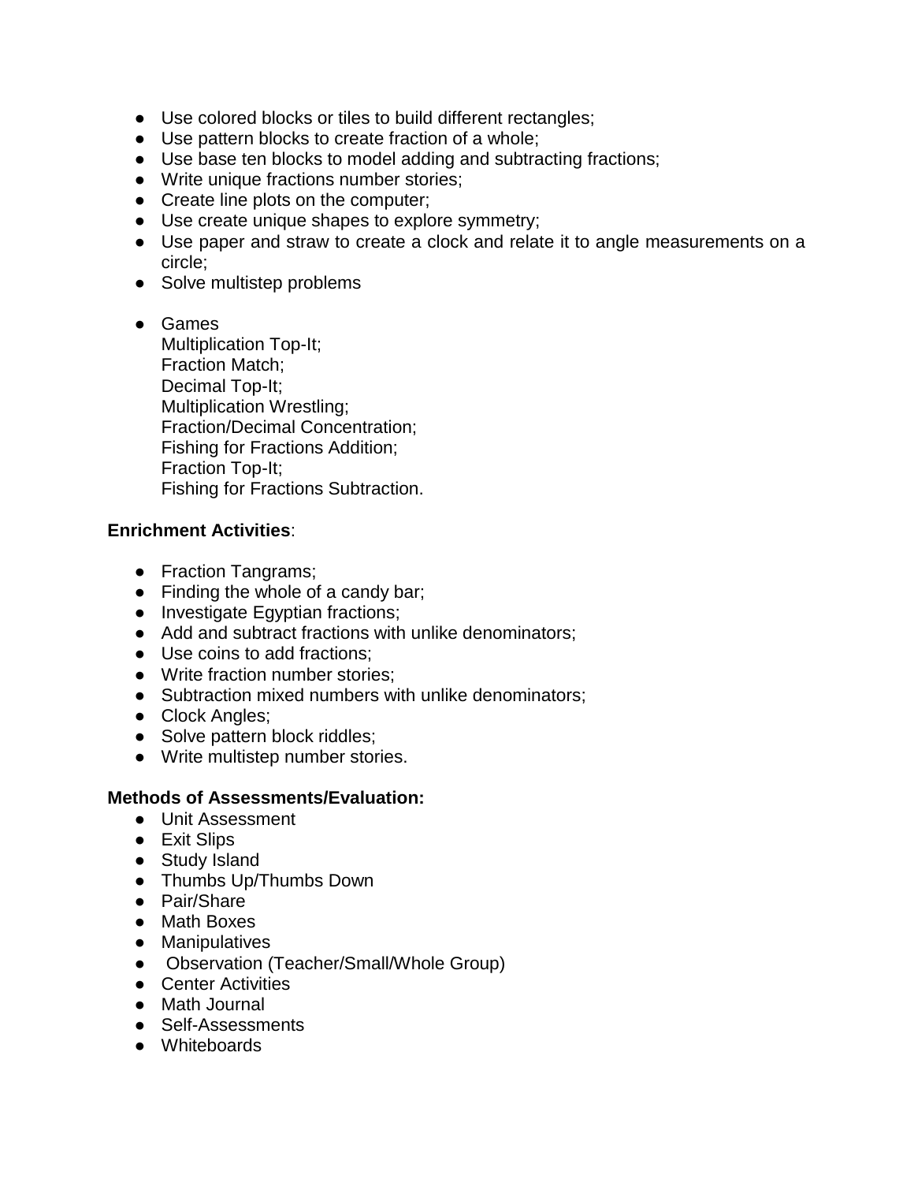- Use colored blocks or tiles to build different rectangles;
- Use pattern blocks to create fraction of a whole;
- Use base ten blocks to model adding and subtracting fractions;
- Write unique fractions number stories;
- Create line plots on the computer;
- Use create unique shapes to explore symmetry;
- Use paper and straw to create a clock and relate it to angle measurements on a circle;
- Solve multistep problems

- Games
  Multiplication Top-It;
  Fraction Match;
  Decimal Top-It;
  Multiplication Wrestling;
  Fraction/Decimal Concentration;
  Fishing for Fractions Addition;
  Fraction Top-It;
  Fishing for Fractions Subtraction.

**Enrichment Activities**:

- Fraction Tangrams;
- Finding the whole of a candy bar;
- Investigate Egyptian fractions;
- Add and subtract fractions with unlike denominators;
- Use coins to add fractions;
- Write fraction number stories;
- Subtraction mixed numbers with unlike denominators;
- Clock Angles;
- Solve pattern block riddles;
- Write multistep number stories.

**Methods of Assessments/Evaluation:**

- Unit Assessment
- Exit Slips
- Study Island
- Thumbs Up/Thumbs Down
- Pair/Share
- Math Boxes
- Manipulatives
- Observation (Teacher/Small/Whole Group)
- Center Activities
- Math Journal
- Self-Assessments
- Whiteboards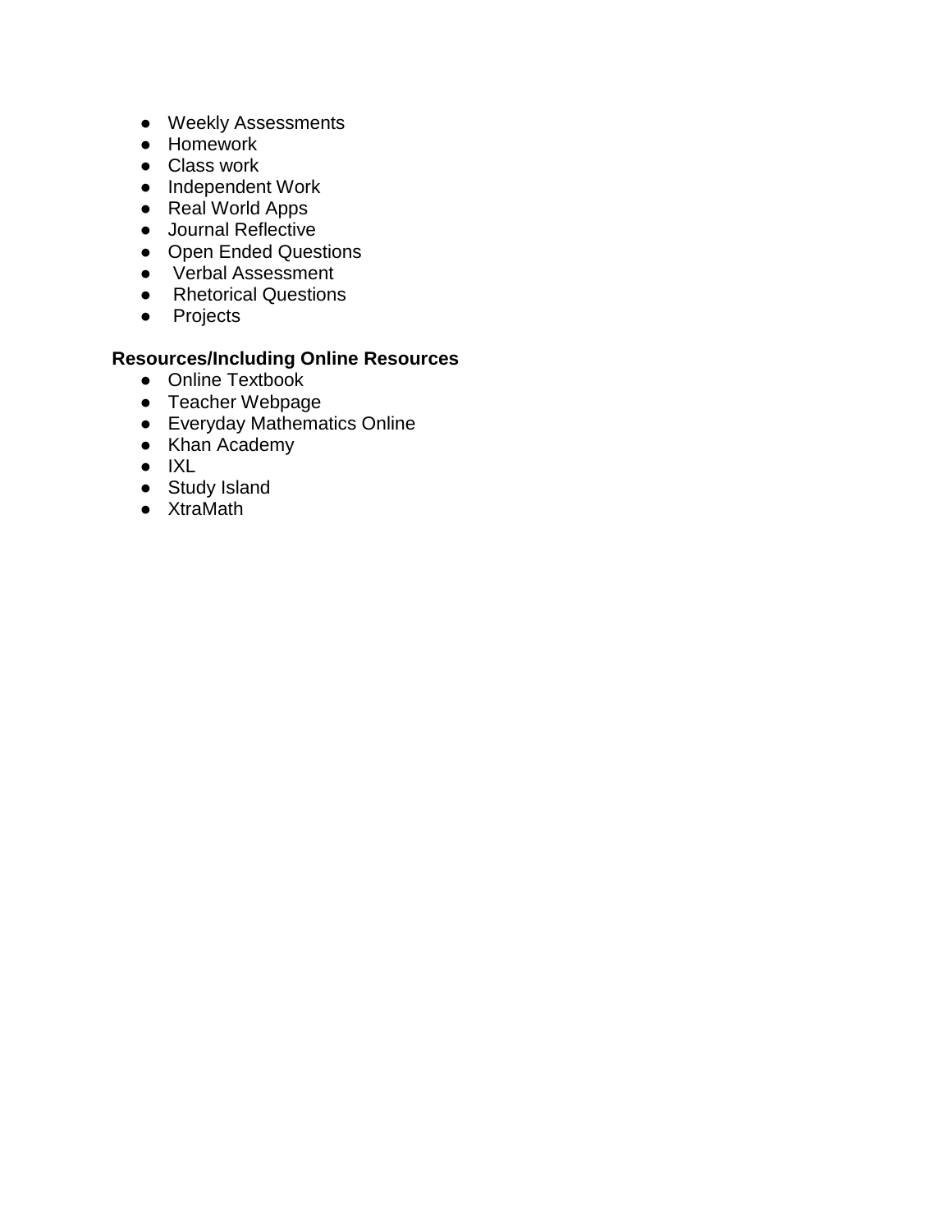- Weekly Assessments
- Homework
- Class work
- Independent Work
- Real World Apps
- Journal Reflective
- Open Ended Questions
- Verbal Assessment
- Rhetorical Questions
- Projects

**Resources/Including Online Resources**

- Online Textbook
- Teacher Webpage
- Everyday Mathematics Online
- Khan Academy
- IXL
- Study Island
- XtraMath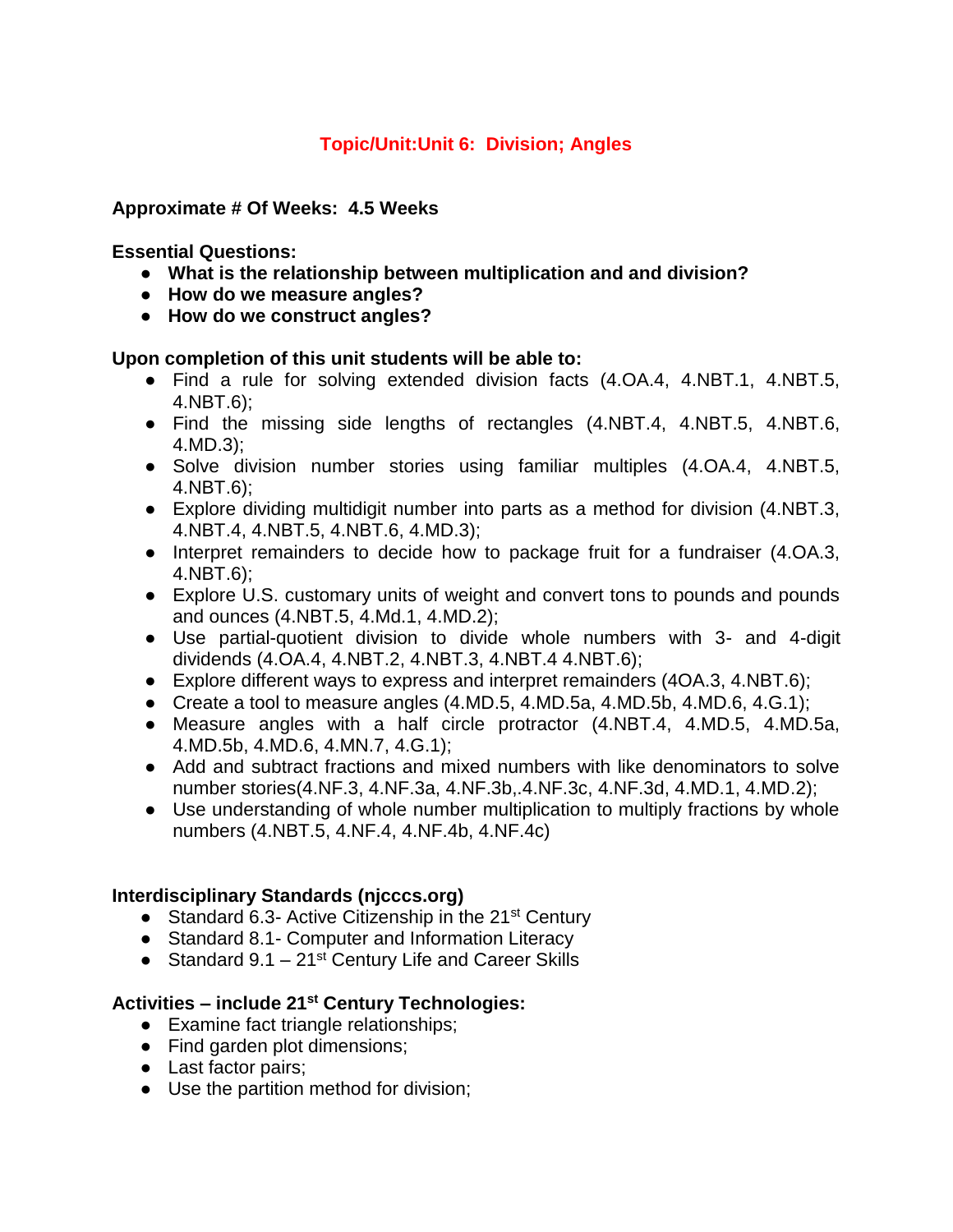# Topic/Unit:Unit 6: Division; Angles

**Approximate # Of Weeks: 4.5 Weeks**

**Essential Questions:**

- **What is the relationship between multiplication and and division?**
- **How do we measure angles?**
- **How do we construct angles?**

**Upon completion of this unit students will be able to:**

- Find a rule for solving extended division facts (4.OA.4, 4.NBT.1, 4.NBT.5, 4.NBT.6);
- Find the missing side lengths of rectangles (4.NBT.4, 4.NBT.5, 4.NBT.6, 4.MD.3);
- Solve division number stories using familiar multiples (4.OA.4, 4.NBT.5, 4.NBT.6);
- Explore dividing multidigit number into parts as a method for division (4.NBT.3, 4.NBT.4, 4.NBT.5, 4.NBT.6, 4.MD.3);
- Interpret remainders to decide how to package fruit for a fundraiser (4.OA.3, 4.NBT.6);
- Explore U.S. customary units of weight and convert tons to pounds and pounds and ounces (4.NBT.5, 4.Md.1, 4.MD.2);
- Use partial-quotient division to divide whole numbers with 3- and 4-digit dividends (4.OA.4, 4.NBT.2, 4.NBT.3, 4.NBT.4 4.NBT.6);
- Explore different ways to express and interpret remainders (4OA.3, 4.NBT.6);
- Create a tool to measure angles (4.MD.5, 4.MD.5a, 4.MD.5b, 4.MD.6, 4.G.1);
- Measure angles with a half circle protractor (4.NBT.4, 4.MD.5, 4.MD.5a, 4.MD.5b, 4.MD.6, 4.MN.7, 4.G.1);
- Add and subtract fractions and mixed numbers with like denominators to solve number stories(4.NF.3, 4.NF.3a, 4.NF.3b,.4.NF.3c, 4.NF.3d, 4.MD.1, 4.MD.2);
- Use understanding of whole number multiplication to multiply fractions by whole numbers (4.NBT.5, 4.NF.4, 4.NF.4b, 4.NF.4c)

**Interdisciplinary Standards (njcccs.org)**

- Standard 6.3- Active Citizenship in the 21st Century
- Standard 8.1- Computer and Information Literacy
- Standard 9.1 – 21st Century Life and Career Skills

**Activities – include 21st Century Technologies:**

- Examine fact triangle relationships;
- Find garden plot dimensions;
- Last factor pairs;
- Use the partition method for division;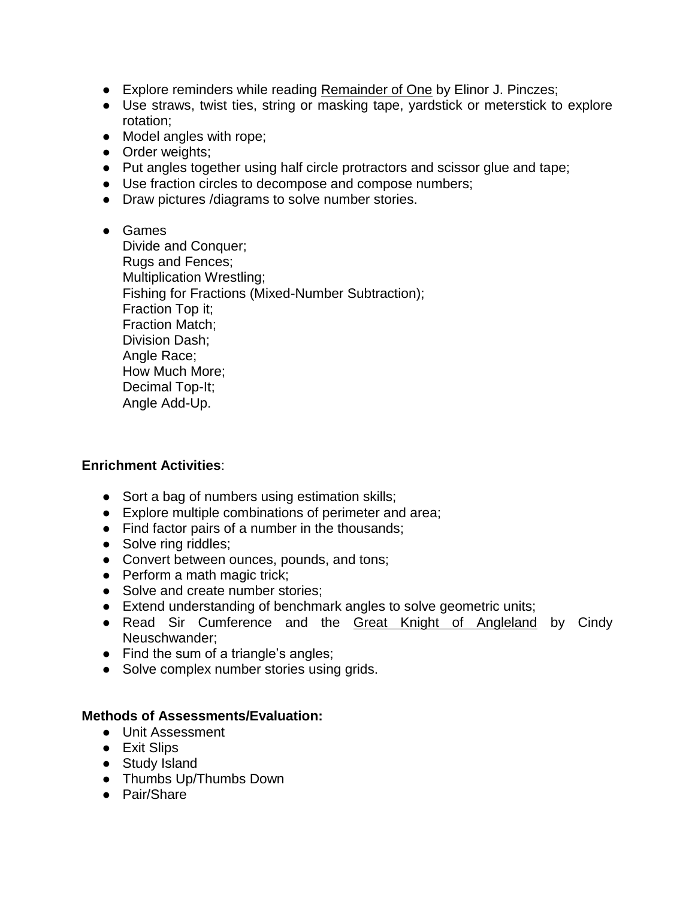- Explore reminders while reading Remainder of One by Elinor J. Pinczes;
- Use straws, twist ties, string or masking tape, yardstick or meterstick to explore rotation;
- Model angles with rope;
- Order weights;
- Put angles together using half circle protractors and scissor glue and tape;
- Use fraction circles to decompose and compose numbers;
- Draw pictures /diagrams to solve number stories.

- Games  
  Divide and Conquer;  
  Rugs and Fences;  
  Multiplication Wrestling;  
  Fishing for Fractions (Mixed-Number Subtraction);  
  Fraction Top it;  
  Fraction Match;  
  Division Dash;  
  Angle Race;  
  How Much More;  
  Decimal Top-It;  
  Angle Add-Up.

**Enrichment Activities**:

- Sort a bag of numbers using estimation skills;
- Explore multiple combinations of perimeter and area;
- Find factor pairs of a number in the thousands;
- Solve ring riddles;
- Convert between ounces, pounds, and tons;
- Perform a math magic trick;
- Solve and create number stories;
- Extend understanding of benchmark angles to solve geometric units;
- Read Sir Cumference and the Great Knight of Angleland by Cindy Neuschwander;
- Find the sum of a triangle's angles;
- Solve complex number stories using grids.

**Methods of Assessments/Evaluation:**

- Unit Assessment
- Exit Slips
- Study Island
- Thumbs Up/Thumbs Down
- Pair/Share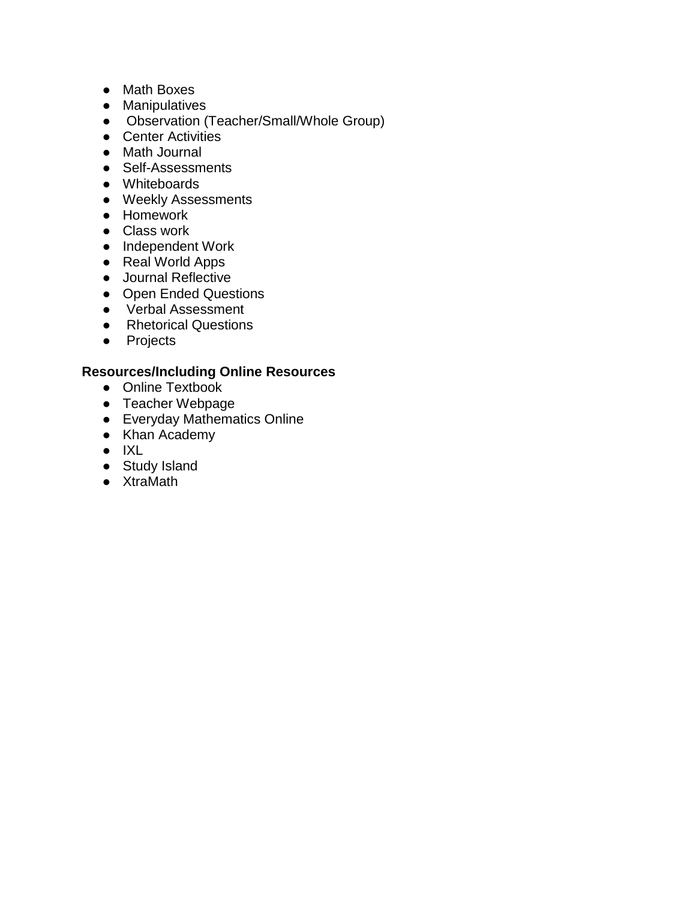- Math Boxes
- Manipulatives
- Observation (Teacher/Small/Whole Group)
- Center Activities
- Math Journal
- Self-Assessments
- Whiteboards
- Weekly Assessments
- Homework
- Class work
- Independent Work
- Real World Apps
- Journal Reflective
- Open Ended Questions
- Verbal Assessment
- Rhetorical Questions
- Projects

**Resources/Including Online Resources**

- Online Textbook
- Teacher Webpage
- Everyday Mathematics Online
- Khan Academy
- IXL
- Study Island
- XtraMath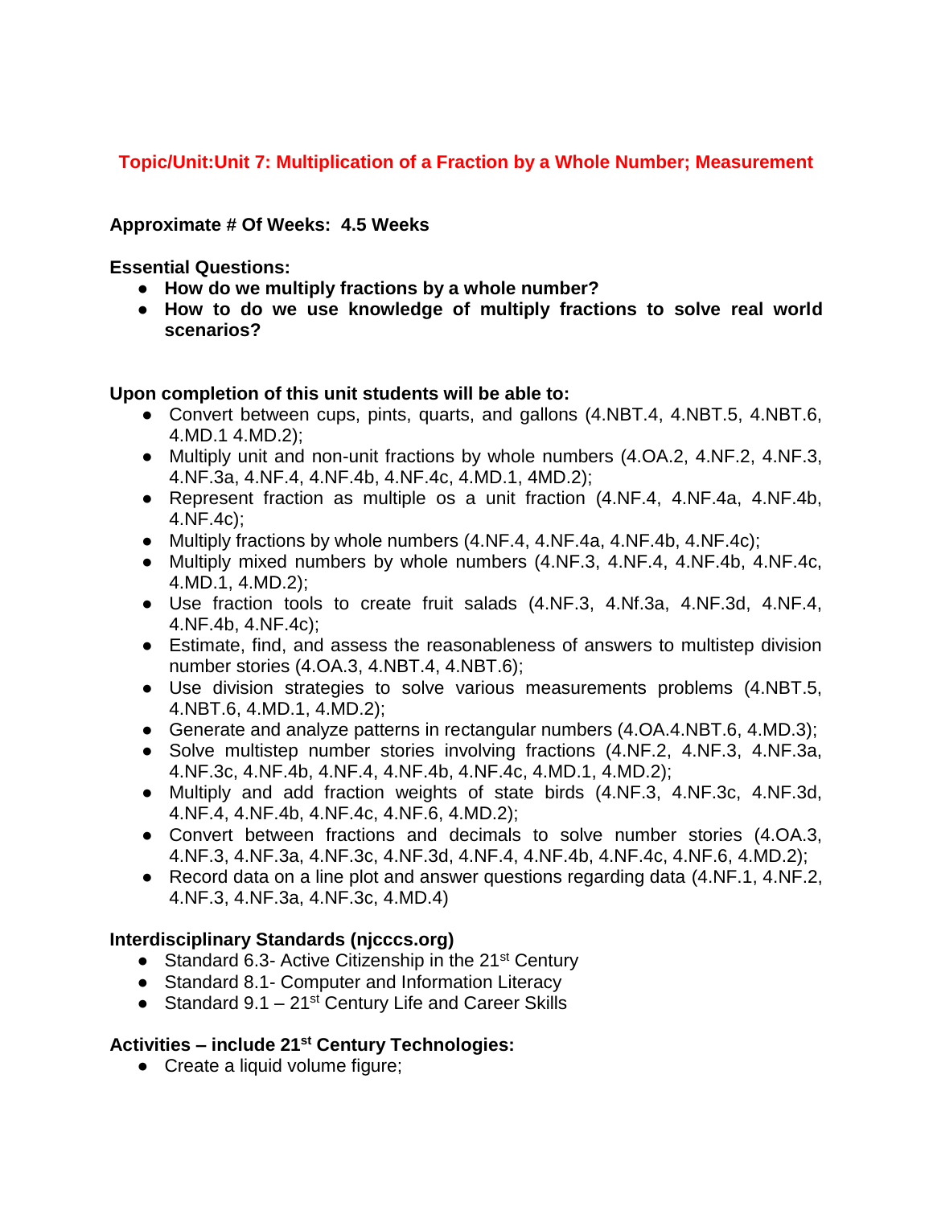## Topic/Unit:Unit 7: Multiplication of a Fraction by a Whole Number; Measurement

**Approximate # Of Weeks: 4.5 Weeks**

**Essential Questions:**

- **How do we multiply fractions by a whole number?**
- **How to do we use knowledge of multiply fractions to solve real world scenarios?**

**Upon completion of this unit students will be able to:**

- Convert between cups, pints, quarts, and gallons (4.NBT.4, 4.NBT.5, 4.NBT.6, 4.MD.1 4.MD.2);
- Multiply unit and non-unit fractions by whole numbers (4.OA.2, 4.NF.2, 4.NF.3, 4.NF.3a, 4.NF.4, 4.NF.4b, 4.NF.4c, 4.MD.1, 4MD.2);
- Represent fraction as multiple os a unit fraction (4.NF.4, 4.NF.4a, 4.NF.4b, 4.NF.4c);
- Multiply fractions by whole numbers (4.NF.4, 4.NF.4a, 4.NF.4b, 4.NF.4c);
- Multiply mixed numbers by whole numbers (4.NF.3, 4.NF.4, 4.NF.4b, 4.NF.4c, 4.MD.1, 4.MD.2);
- Use fraction tools to create fruit salads (4.NF.3, 4.Nf.3a, 4.NF.3d, 4.NF.4, 4.NF.4b, 4.NF.4c);
- Estimate, find, and assess the reasonableness of answers to multistep division number stories (4.OA.3, 4.NBT.4, 4.NBT.6);
- Use division strategies to solve various measurements problems (4.NBT.5, 4.NBT.6, 4.MD.1, 4.MD.2);
- Generate and analyze patterns in rectangular numbers (4.OA.4.NBT.6, 4.MD.3);
- Solve multistep number stories involving fractions (4.NF.2, 4.NF.3, 4.NF.3a, 4.NF.3c, 4.NF.4b, 4.NF.4, 4.NF.4b, 4.NF.4c, 4.MD.1, 4.MD.2);
- Multiply and add fraction weights of state birds (4.NF.3, 4.NF.3c, 4.NF.3d, 4.NF.4, 4.NF.4b, 4.NF.4c, 4.NF.6, 4.MD.2);
- Convert between fractions and decimals to solve number stories (4.OA.3, 4.NF.3, 4.NF.3a, 4.NF.3c, 4.NF.3d, 4.NF.4, 4.NF.4b, 4.NF.4c, 4.NF.6, 4.MD.2);
- Record data on a line plot and answer questions regarding data (4.NF.1, 4.NF.2, 4.NF.3, 4.NF.3a, 4.NF.3c, 4.MD.4)

**Interdisciplinary Standards (njcccs.org)**

- Standard 6.3- Active Citizenship in the 21st Century
- Standard 8.1- Computer and Information Literacy
- Standard 9.1 – 21st Century Life and Career Skills

**Activities – include 21st Century Technologies:**

- Create a liquid volume figure;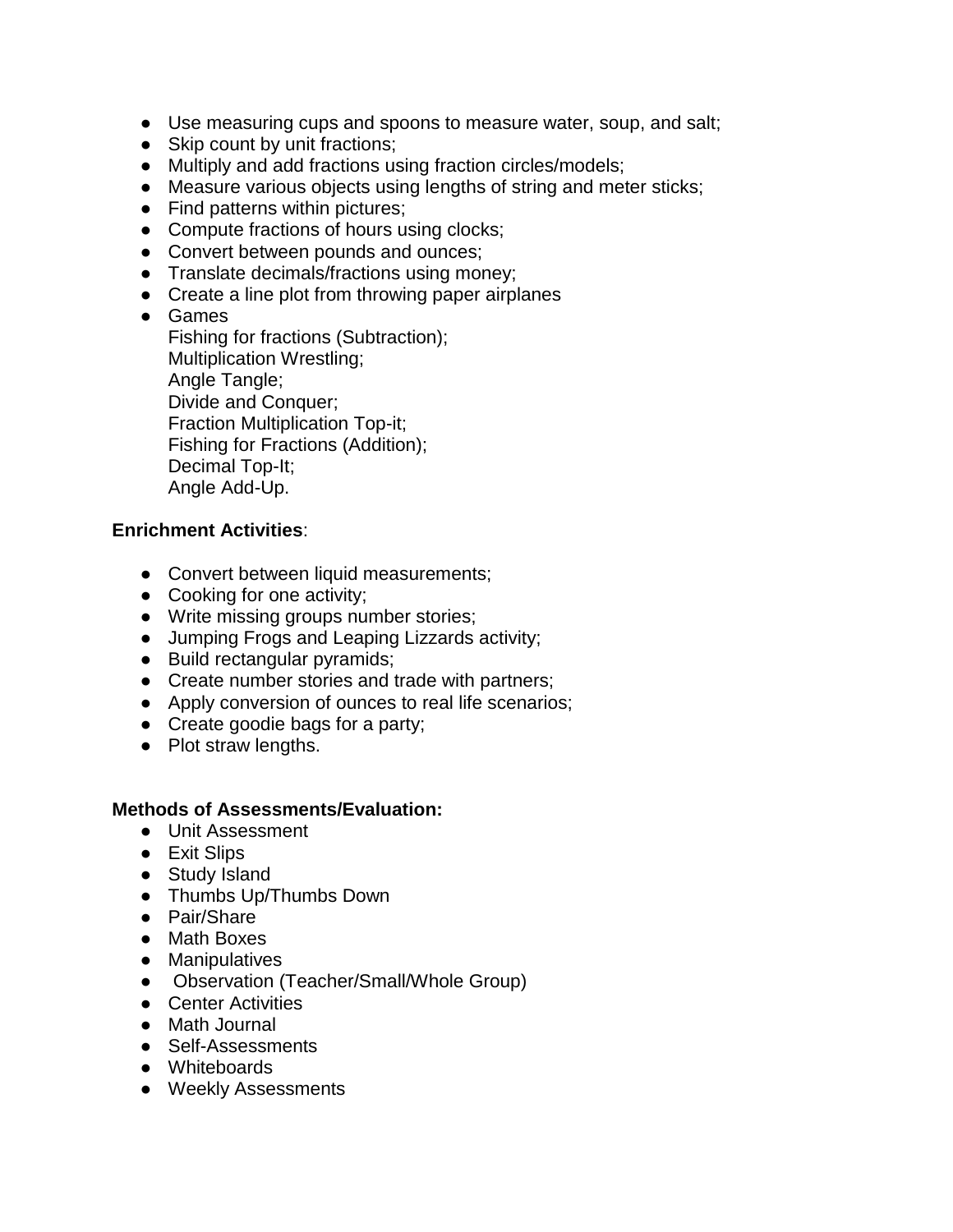- Use measuring cups and spoons to measure water, soup, and salt;
- Skip count by unit fractions;
- Multiply and add fractions using fraction circles/models;
- Measure various objects using lengths of string and meter sticks;
- Find patterns within pictures;
- Compute fractions of hours using clocks;
- Convert between pounds and ounces;
- Translate decimals/fractions using money;
- Create a line plot from throwing paper airplanes
- Games
  Fishing for fractions (Subtraction);
  Multiplication Wrestling;
  Angle Tangle;
  Divide and Conquer;
  Fraction Multiplication Top-it;
  Fishing for Fractions (Addition);
  Decimal Top-It;
  Angle Add-Up.

**Enrichment Activities**:

- Convert between liquid measurements;
- Cooking for one activity;
- Write missing groups number stories;
- Jumping Frogs and Leaping Lizzards activity;
- Build rectangular pyramids;
- Create number stories and trade with partners;
- Apply conversion of ounces to real life scenarios;
- Create goodie bags for a party;
- Plot straw lengths.

**Methods of Assessments/Evaluation:**

- Unit Assessment
- Exit Slips
- Study Island
- Thumbs Up/Thumbs Down
- Pair/Share
- Math Boxes
- Manipulatives
- Observation (Teacher/Small/Whole Group)
- Center Activities
- Math Journal
- Self-Assessments
- Whiteboards
- Weekly Assessments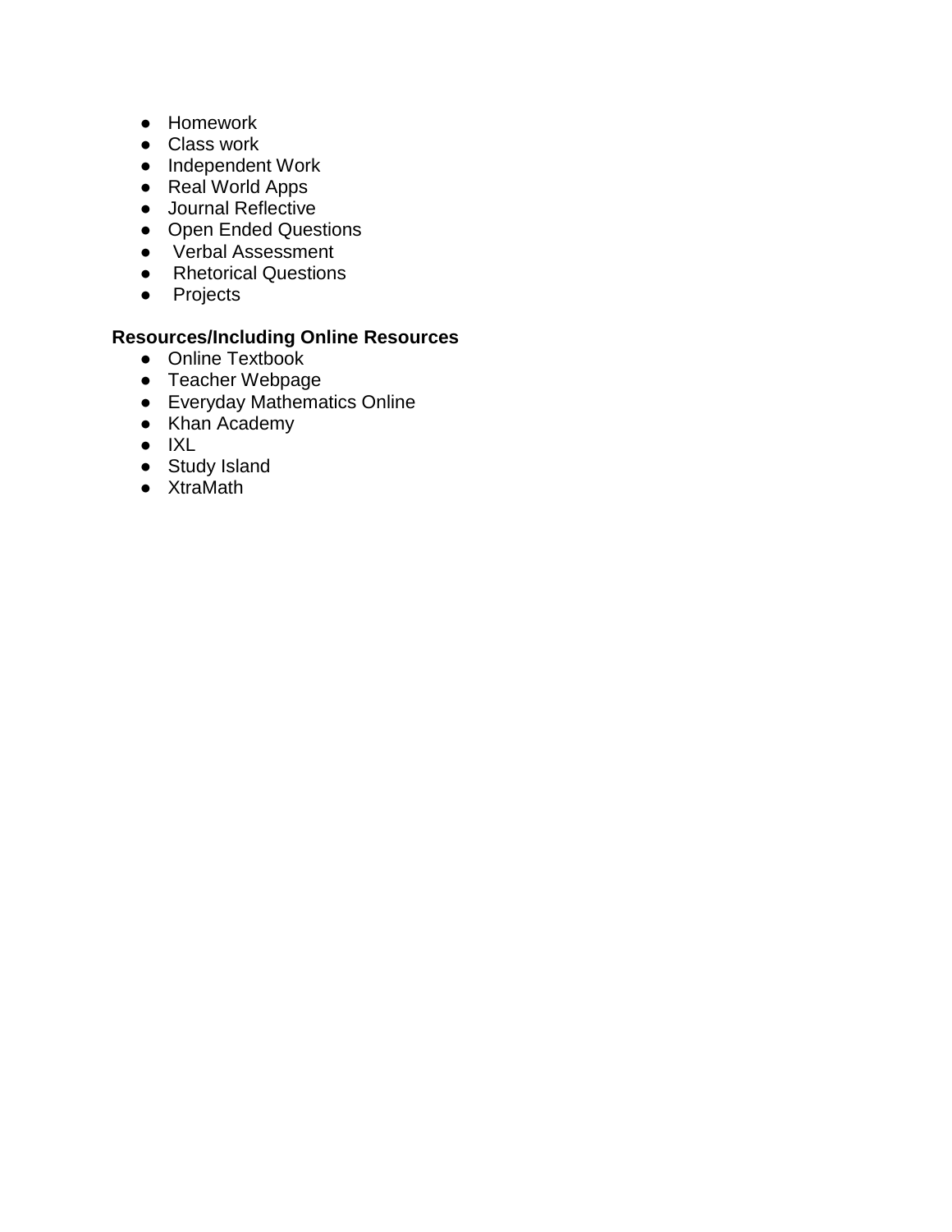- Homework
- Class work
- Independent Work
- Real World Apps
- Journal Reflective
- Open Ended Questions
- Verbal Assessment
- Rhetorical Questions
- Projects

**Resources/Including Online Resources**

- Online Textbook
- Teacher Webpage
- Everyday Mathematics Online
- Khan Academy
- IXL
- Study Island
- XtraMath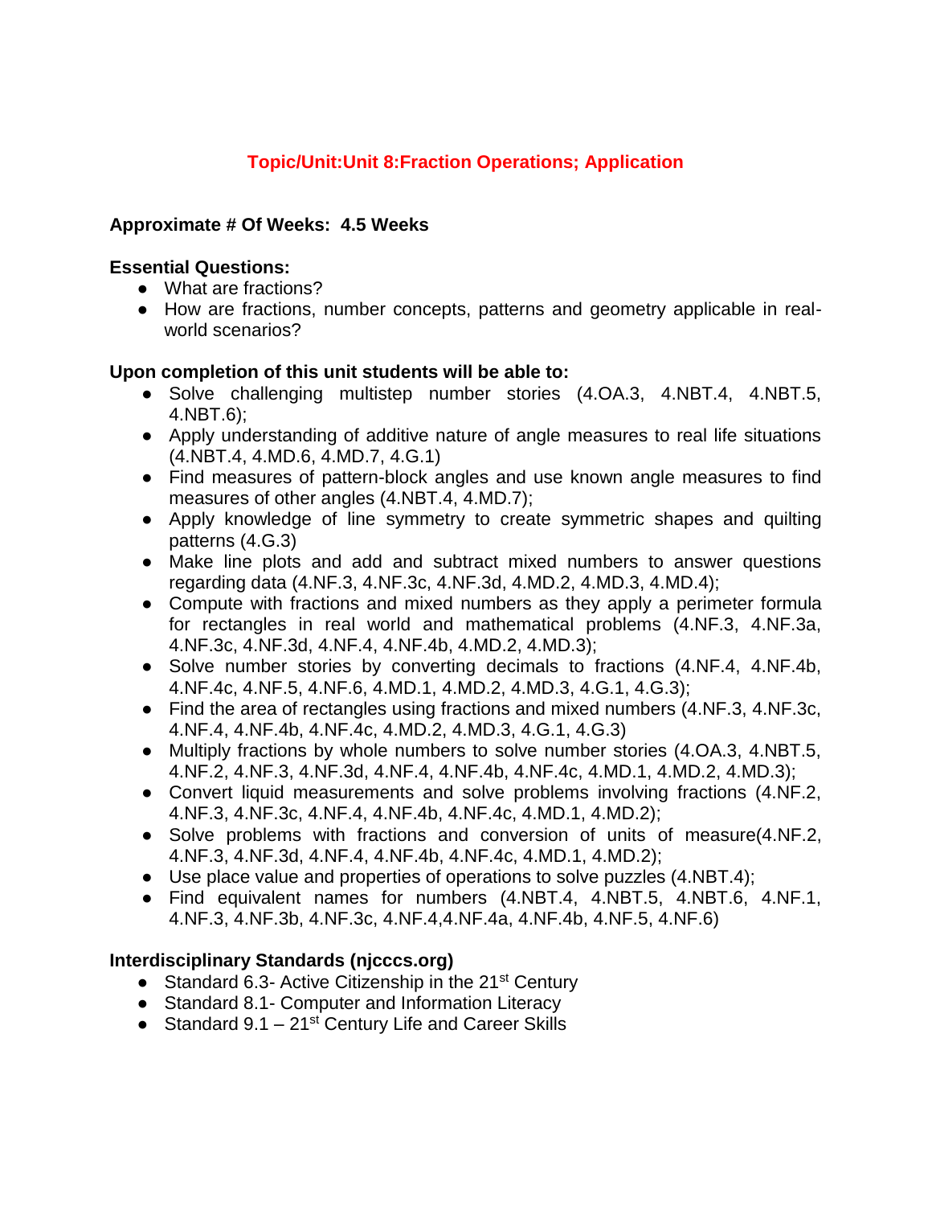## Topic/Unit:Unit 8:Fraction Operations; Application

**Approximate # Of Weeks: 4.5 Weeks**

**Essential Questions:**

- What are fractions?
- How are fractions, number concepts, patterns and geometry applicable in real-world scenarios?

**Upon completion of this unit students will be able to:**

- Solve challenging multistep number stories (4.OA.3, 4.NBT.4, 4.NBT.5, 4.NBT.6);
- Apply understanding of additive nature of angle measures to real life situations (4.NBT.4, 4.MD.6, 4.MD.7, 4.G.1)
- Find measures of pattern-block angles and use known angle measures to find measures of other angles (4.NBT.4, 4.MD.7);
- Apply knowledge of line symmetry to create symmetric shapes and quilting patterns (4.G.3)
- Make line plots and add and subtract mixed numbers to answer questions regarding data (4.NF.3, 4.NF.3c, 4.NF.3d, 4.MD.2, 4.MD.3, 4.MD.4);
- Compute with fractions and mixed numbers as they apply a perimeter formula for rectangles in real world and mathematical problems (4.NF.3, 4.NF.3a, 4.NF.3c, 4.NF.3d, 4.NF.4, 4.NF.4b, 4.MD.2, 4.MD.3);
- Solve number stories by converting decimals to fractions (4.NF.4, 4.NF.4b, 4.NF.4c, 4.NF.5, 4.NF.6, 4.MD.1, 4.MD.2, 4.MD.3, 4.G.1, 4.G.3);
- Find the area of rectangles using fractions and mixed numbers (4.NF.3, 4.NF.3c, 4.NF.4, 4.NF.4b, 4.NF.4c, 4.MD.2, 4.MD.3, 4.G.1, 4.G.3)
- Multiply fractions by whole numbers to solve number stories (4.OA.3, 4.NBT.5, 4.NF.2, 4.NF.3, 4.NF.3d, 4.NF.4, 4.NF.4b, 4.NF.4c, 4.MD.1, 4.MD.2, 4.MD.3);
- Convert liquid measurements and solve problems involving fractions (4.NF.2, 4.NF.3, 4.NF.3c, 4.NF.4, 4.NF.4b, 4.NF.4c, 4.MD.1, 4.MD.2);
- Solve problems with fractions and conversion of units of measure(4.NF.2, 4.NF.3, 4.NF.3d, 4.NF.4, 4.NF.4b, 4.NF.4c, 4.MD.1, 4.MD.2);
- Use place value and properties of operations to solve puzzles (4.NBT.4);
- Find equivalent names for numbers (4.NBT.4, 4.NBT.5, 4.NBT.6, 4.NF.1, 4.NF.3, 4.NF.3b, 4.NF.3c, 4.NF.4,4.NF.4a, 4.NF.4b, 4.NF.5, 4.NF.6)

**Interdisciplinary Standards (njcccs.org)**

- Standard 6.3- Active Citizenship in the 21st Century
- Standard 8.1- Computer and Information Literacy
- Standard 9.1 – 21st Century Life and Career Skills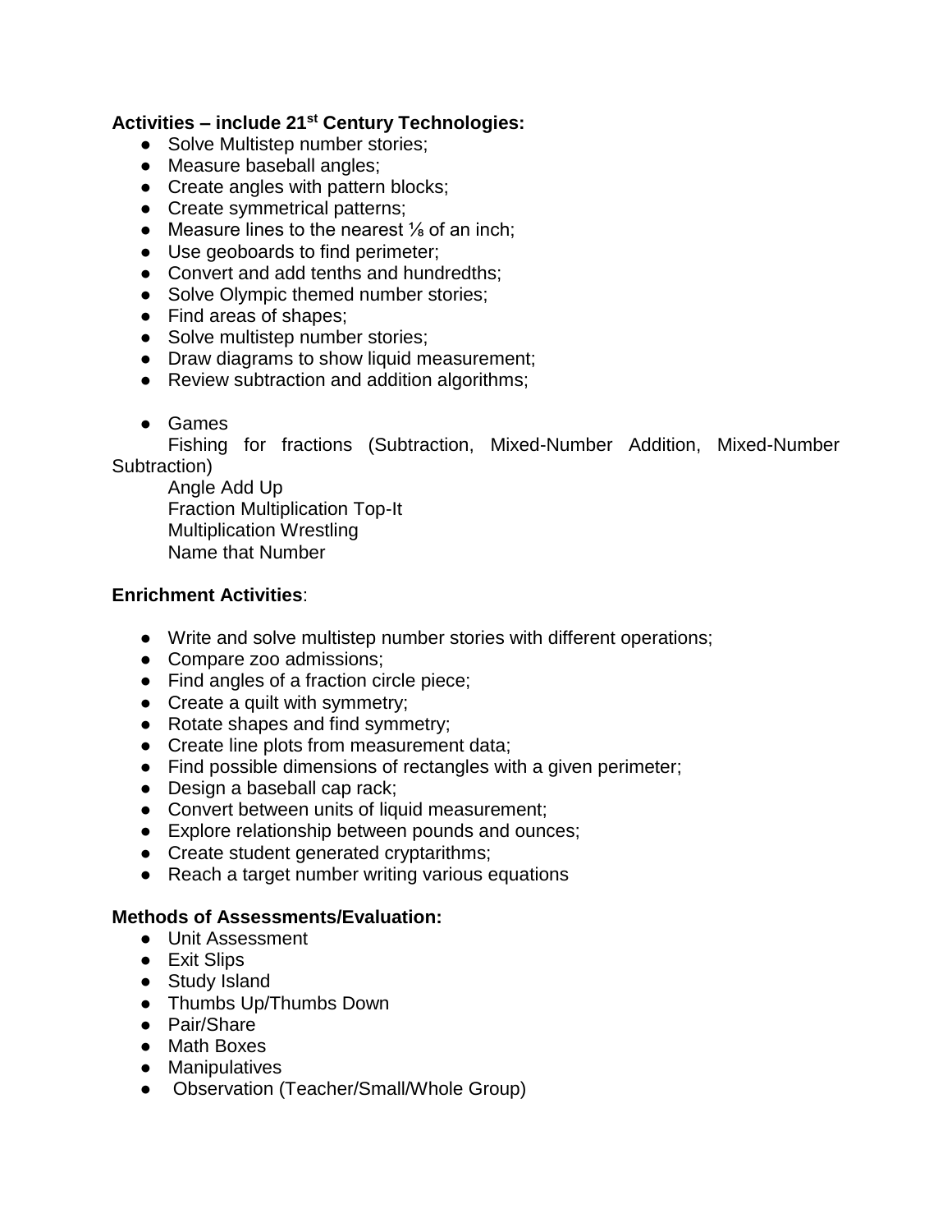**Activities – include 21st Century Technologies:**

- Solve Multistep number stories;
- Measure baseball angles;
- Create angles with pattern blocks;
- Create symmetrical patterns;
- Measure lines to the nearest ⅛ of an inch;
- Use geoboards to find perimeter;
- Convert and add tenths and hundredths;
- Solve Olympic themed number stories;
- Find areas of shapes;
- Solve multistep number stories;
- Draw diagrams to show liquid measurement;
- Review subtraction and addition algorithms;

- Games

  Fishing for fractions (Subtraction, Mixed-Number Addition, Mixed-Number Subtraction)

  Angle Add Up

  Fraction Multiplication Top-It

  Multiplication Wrestling

  Name that Number

**Enrichment Activities**:

- Write and solve multistep number stories with different operations;
- Compare zoo admissions;
- Find angles of a fraction circle piece;
- Create a quilt with symmetry;
- Rotate shapes and find symmetry;
- Create line plots from measurement data;
- Find possible dimensions of rectangles with a given perimeter;
- Design a baseball cap rack;
- Convert between units of liquid measurement;
- Explore relationship between pounds and ounces;
- Create student generated cryptarithms;
- Reach a target number writing various equations

**Methods of Assessments/Evaluation:**

- Unit Assessment
- Exit Slips
- Study Island
- Thumbs Up/Thumbs Down
- Pair/Share
- Math Boxes
- Manipulatives
- Observation (Teacher/Small/Whole Group)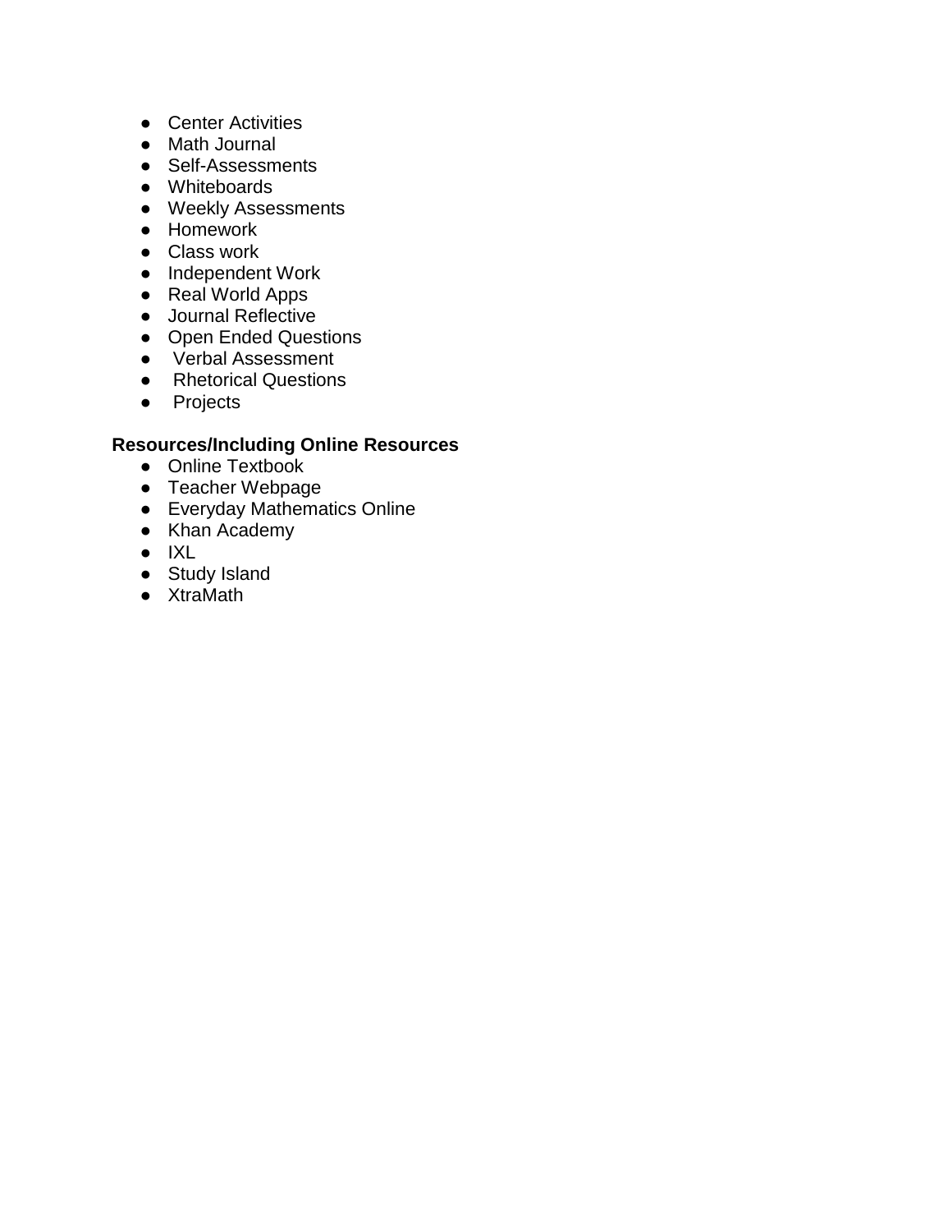- Center Activities
- Math Journal
- Self-Assessments
- Whiteboards
- Weekly Assessments
- Homework
- Class work
- Independent Work
- Real World Apps
- Journal Reflective
- Open Ended Questions
- Verbal Assessment
- Rhetorical Questions
- Projects

**Resources/Including Online Resources**

- Online Textbook
- Teacher Webpage
- Everyday Mathematics Online
- Khan Academy
- IXL
- Study Island
- XtraMath